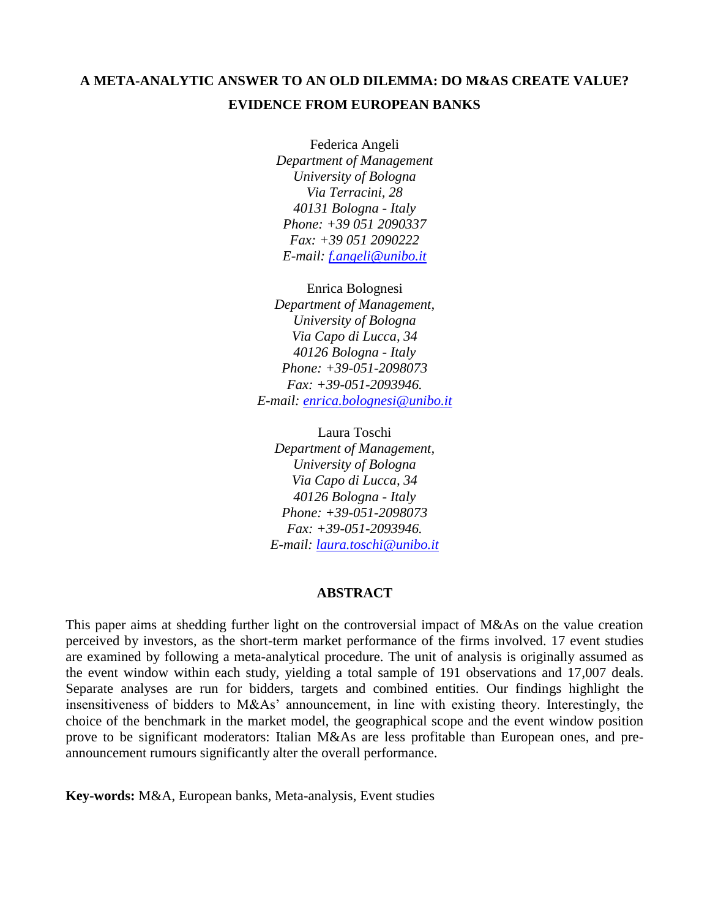# A META-ANALYTIC ANSWER TO AN OLD DILEMMA: DO M&AS CREATE VALUE? EVIDENCE FROM EUROPEAN BANKS

Federica Angeli
*Department of Management*
*University of Bologna*
*Via Terracini, 28*
*40131 Bologna - Italy*
*Phone: +39 051 2090337*
*Fax: +39 051 2090222*
*E-mail: f.angeli@unibo.it*

Enrica Bolognesi
*Department of Management,*
*University of Bologna*
*Via Capo di Lucca, 34*
*40126 Bologna - Italy*
*Phone: +39-051-2098073*
*Fax: +39-051-2093946.*
*E-mail: enrica.bolognesi@unibo.it*

Laura Toschi
*Department of Management,*
*University of Bologna*
*Via Capo di Lucca, 34*
*40126 Bologna - Italy*
*Phone: +39-051-2098073*
*Fax: +39-051-2093946.*
*E-mail: laura.toschi@unibo.it*

## ABSTRACT

This paper aims at shedding further light on the controversial impact of M&As on the value creation perceived by investors, as the short-term market performance of the firms involved. 17 event studies are examined by following a meta-analytical procedure. The unit of analysis is originally assumed as the event window within each study, yielding a total sample of 191 observations and 17,007 deals. Separate analyses are run for bidders, targets and combined entities. Our findings highlight the insensitiveness of bidders to M&As' announcement, in line with existing theory. Interestingly, the choice of the benchmark in the market model, the geographical scope and the event window position prove to be significant moderators: Italian M&As are less profitable than European ones, and pre-announcement rumours significantly alter the overall performance.

**Key-words:** M&A, European banks, Meta-analysis, Event studies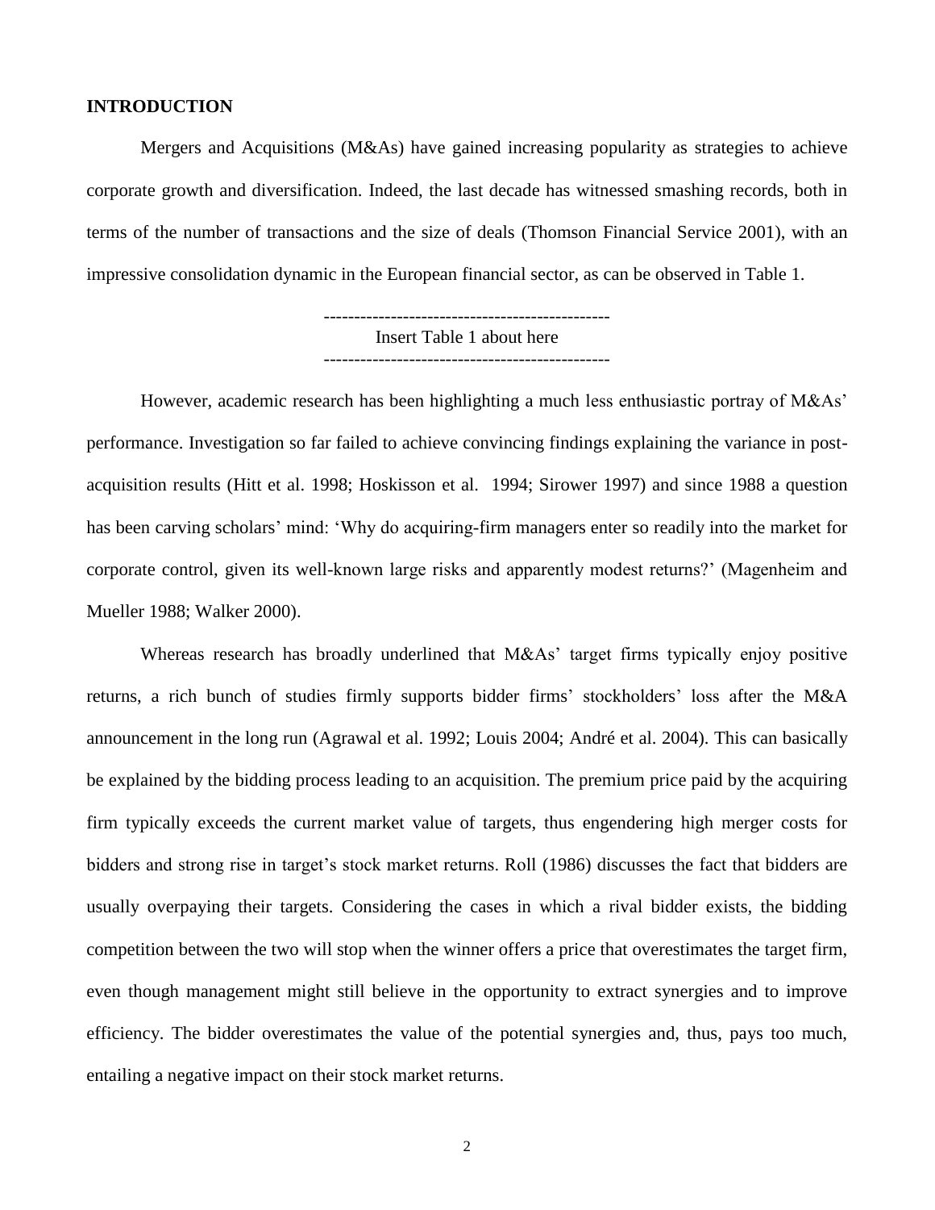## INTRODUCTION

Mergers and Acquisitions (M&As) have gained increasing popularity as strategies to achieve corporate growth and diversification. Indeed, the last decade has witnessed smashing records, both in terms of the number of transactions and the size of deals (Thomson Financial Service 2001), with an impressive consolidation dynamic in the European financial sector, as can be observed in Table 1.

-----------------------------------------------

Insert Table 1 about here

-----------------------------------------------

However, academic research has been highlighting a much less enthusiastic portray of M&As' performance. Investigation so far failed to achieve convincing findings explaining the variance in post-acquisition results (Hitt et al. 1998; Hoskisson et al. 1994; Sirower 1997) and since 1988 a question has been carving scholars' mind: 'Why do acquiring-firm managers enter so readily into the market for corporate control, given its well-known large risks and apparently modest returns?' (Magenheim and Mueller 1988; Walker 2000).

Whereas research has broadly underlined that M&As' target firms typically enjoy positive returns, a rich bunch of studies firmly supports bidder firms' stockholders' loss after the M&A announcement in the long run (Agrawal et al. 1992; Louis 2004; André et al. 2004). This can basically be explained by the bidding process leading to an acquisition. The premium price paid by the acquiring firm typically exceeds the current market value of targets, thus engendering high merger costs for bidders and strong rise in target's stock market returns. Roll (1986) discusses the fact that bidders are usually overpaying their targets. Considering the cases in which a rival bidder exists, the bidding competition between the two will stop when the winner offers a price that overestimates the target firm, even though management might still believe in the opportunity to extract synergies and to improve efficiency. The bidder overestimates the value of the potential synergies and, thus, pays too much, entailing a negative impact on their stock market returns.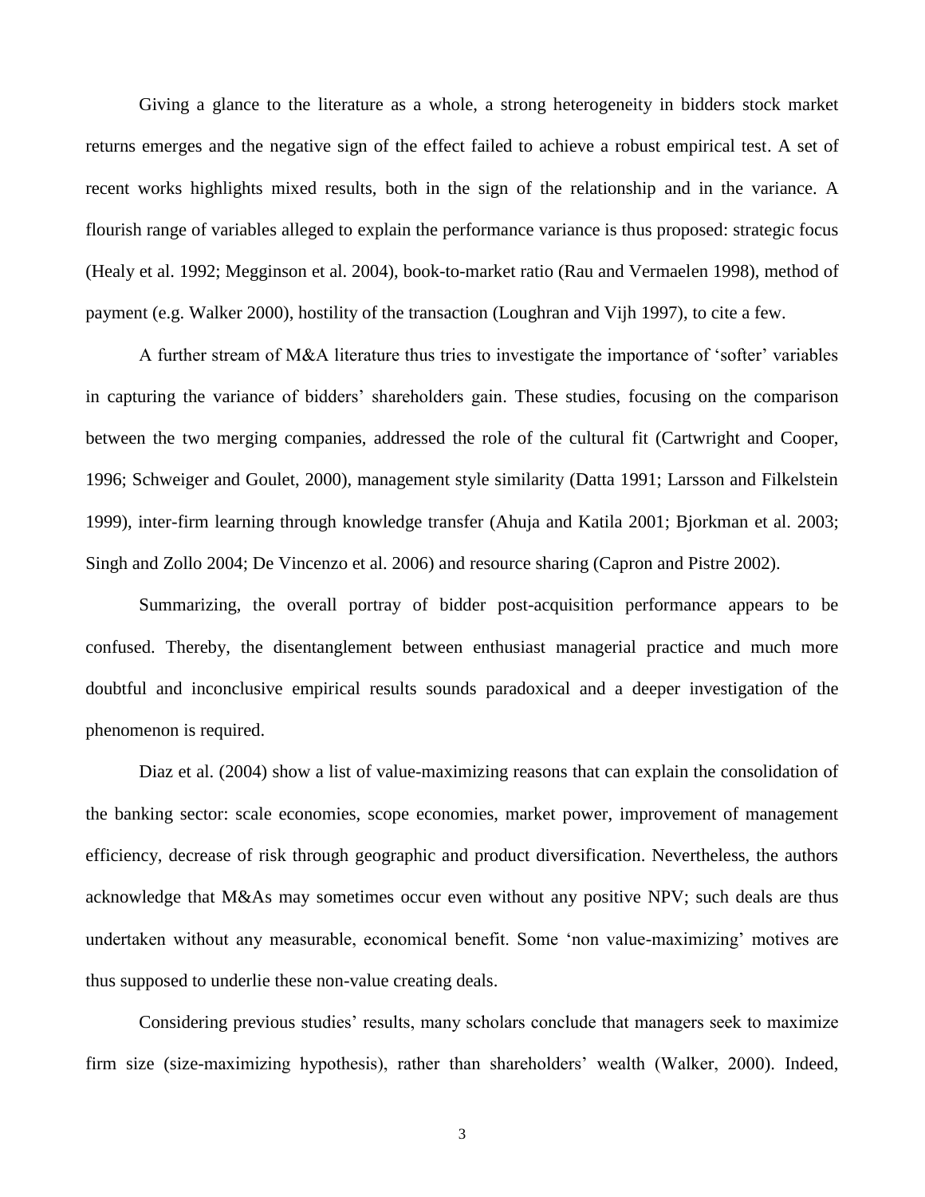Giving a glance to the literature as a whole, a strong heterogeneity in bidders stock market returns emerges and the negative sign of the effect failed to achieve a robust empirical test. A set of recent works highlights mixed results, both in the sign of the relationship and in the variance. A flourish range of variables alleged to explain the performance variance is thus proposed: strategic focus (Healy et al. 1992; Megginson et al. 2004), book-to-market ratio (Rau and Vermaelen 1998), method of payment (e.g. Walker 2000), hostility of the transaction (Loughran and Vijh 1997), to cite a few.

A further stream of M&A literature thus tries to investigate the importance of 'softer' variables in capturing the variance of bidders' shareholders gain. These studies, focusing on the comparison between the two merging companies, addressed the role of the cultural fit (Cartwright and Cooper, 1996; Schweiger and Goulet, 2000), management style similarity (Datta 1991; Larsson and Filkelstein 1999), inter-firm learning through knowledge transfer (Ahuja and Katila 2001; Bjorkman et al. 2003; Singh and Zollo 2004; De Vincenzo et al. 2006) and resource sharing (Capron and Pistre 2002).

Summarizing, the overall portray of bidder post-acquisition performance appears to be confused. Thereby, the disentanglement between enthusiast managerial practice and much more doubtful and inconclusive empirical results sounds paradoxical and a deeper investigation of the phenomenon is required.

Diaz et al. (2004) show a list of value-maximizing reasons that can explain the consolidation of the banking sector: scale economies, scope economies, market power, improvement of management efficiency, decrease of risk through geographic and product diversification. Nevertheless, the authors acknowledge that M&As may sometimes occur even without any positive NPV; such deals are thus undertaken without any measurable, economical benefit. Some 'non value-maximizing' motives are thus supposed to underlie these non-value creating deals.

Considering previous studies' results, many scholars conclude that managers seek to maximize firm size (size-maximizing hypothesis), rather than shareholders' wealth (Walker, 2000). Indeed,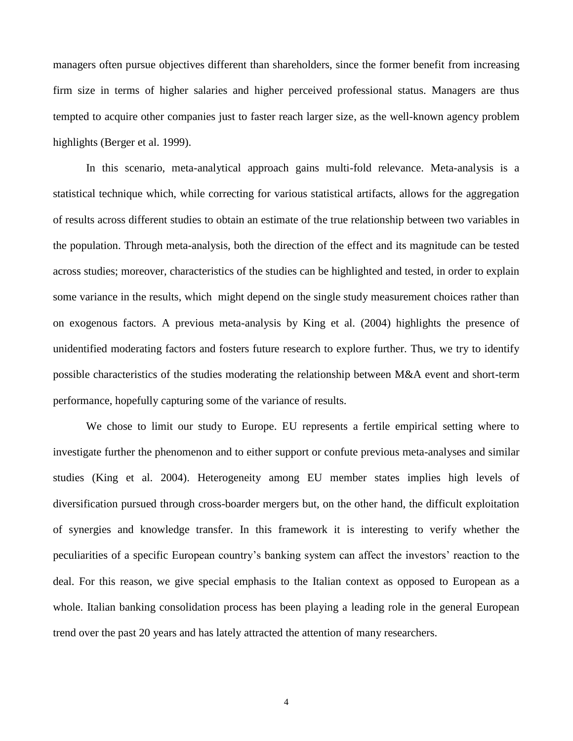managers often pursue objectives different than shareholders, since the former benefit from increasing firm size in terms of higher salaries and higher perceived professional status. Managers are thus tempted to acquire other companies just to faster reach larger size, as the well-known agency problem highlights (Berger et al. 1999).

In this scenario, meta-analytical approach gains multi-fold relevance. Meta-analysis is a statistical technique which, while correcting for various statistical artifacts, allows for the aggregation of results across different studies to obtain an estimate of the true relationship between two variables in the population. Through meta-analysis, both the direction of the effect and its magnitude can be tested across studies; moreover, characteristics of the studies can be highlighted and tested, in order to explain some variance in the results, which might depend on the single study measurement choices rather than on exogenous factors. A previous meta-analysis by King et al. (2004) highlights the presence of unidentified moderating factors and fosters future research to explore further. Thus, we try to identify possible characteristics of the studies moderating the relationship between M&A event and short-term performance, hopefully capturing some of the variance of results.

We chose to limit our study to Europe. EU represents a fertile empirical setting where to investigate further the phenomenon and to either support or confute previous meta-analyses and similar studies (King et al. 2004). Heterogeneity among EU member states implies high levels of diversification pursued through cross-boarder mergers but, on the other hand, the difficult exploitation of synergies and knowledge transfer. In this framework it is interesting to verify whether the peculiarities of a specific European country's banking system can affect the investors' reaction to the deal. For this reason, we give special emphasis to the Italian context as opposed to European as a whole. Italian banking consolidation process has been playing a leading role in the general European trend over the past 20 years and has lately attracted the attention of many researchers.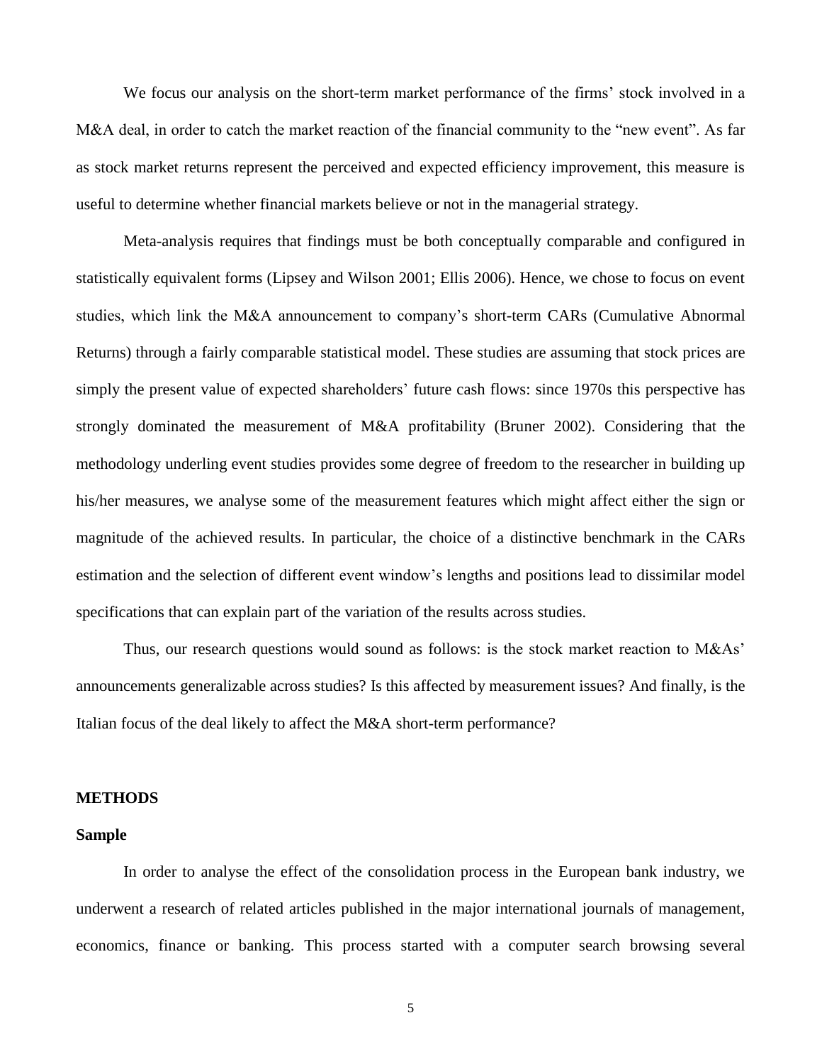We focus our analysis on the short-term market performance of the firms' stock involved in a M&A deal, in order to catch the market reaction of the financial community to the "new event". As far as stock market returns represent the perceived and expected efficiency improvement, this measure is useful to determine whether financial markets believe or not in the managerial strategy.

Meta-analysis requires that findings must be both conceptually comparable and configured in statistically equivalent forms (Lipsey and Wilson 2001; Ellis 2006). Hence, we chose to focus on event studies, which link the M&A announcement to company's short-term CARs (Cumulative Abnormal Returns) through a fairly comparable statistical model. These studies are assuming that stock prices are simply the present value of expected shareholders' future cash flows: since 1970s this perspective has strongly dominated the measurement of M&A profitability (Bruner 2002). Considering that the methodology underling event studies provides some degree of freedom to the researcher in building up his/her measures, we analyse some of the measurement features which might affect either the sign or magnitude of the achieved results. In particular, the choice of a distinctive benchmark in the CARs estimation and the selection of different event window's lengths and positions lead to dissimilar model specifications that can explain part of the variation of the results across studies.

Thus, our research questions would sound as follows: is the stock market reaction to M&As' announcements generalizable across studies? Is this affected by measurement issues? And finally, is the Italian focus of the deal likely to affect the M&A short-term performance?

## METHODS

### Sample

In order to analyse the effect of the consolidation process in the European bank industry, we underwent a research of related articles published in the major international journals of management, economics, finance or banking. This process started with a computer search browsing several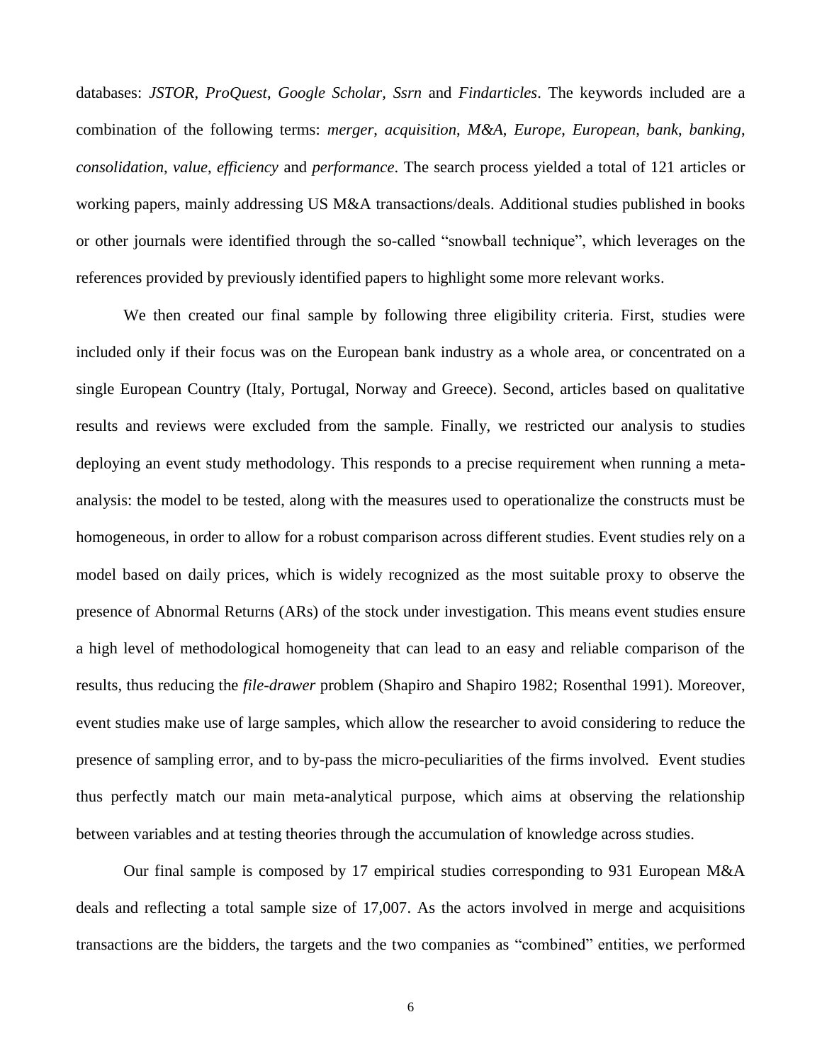databases: *JSTOR*, *ProQuest*, *Google Scholar*, *Ssrn* and *Findarticles*. The keywords included are a combination of the following terms: *merger*, *acquisition*, *M&A*, *Europe*, *European*, *bank*, *banking*, *consolidation*, *value*, *efficiency* and *performance*. The search process yielded a total of 121 articles or working papers, mainly addressing US M&A transactions/deals. Additional studies published in books or other journals were identified through the so-called "snowball technique", which leverages on the references provided by previously identified papers to highlight some more relevant works.

We then created our final sample by following three eligibility criteria. First, studies were included only if their focus was on the European bank industry as a whole area, or concentrated on a single European Country (Italy, Portugal, Norway and Greece). Second, articles based on qualitative results and reviews were excluded from the sample. Finally, we restricted our analysis to studies deploying an event study methodology. This responds to a precise requirement when running a meta-analysis: the model to be tested, along with the measures used to operationalize the constructs must be homogeneous, in order to allow for a robust comparison across different studies. Event studies rely on a model based on daily prices, which is widely recognized as the most suitable proxy to observe the presence of Abnormal Returns (ARs) of the stock under investigation. This means event studies ensure a high level of methodological homogeneity that can lead to an easy and reliable comparison of the results, thus reducing the *file-drawer* problem (Shapiro and Shapiro 1982; Rosenthal 1991). Moreover, event studies make use of large samples, which allow the researcher to avoid considering to reduce the presence of sampling error, and to by-pass the micro-peculiarities of the firms involved. Event studies thus perfectly match our main meta-analytical purpose, which aims at observing the relationship between variables and at testing theories through the accumulation of knowledge across studies.

Our final sample is composed by 17 empirical studies corresponding to 931 European M&A deals and reflecting a total sample size of 17,007. As the actors involved in merge and acquisitions transactions are the bidders, the targets and the two companies as "combined" entities, we performed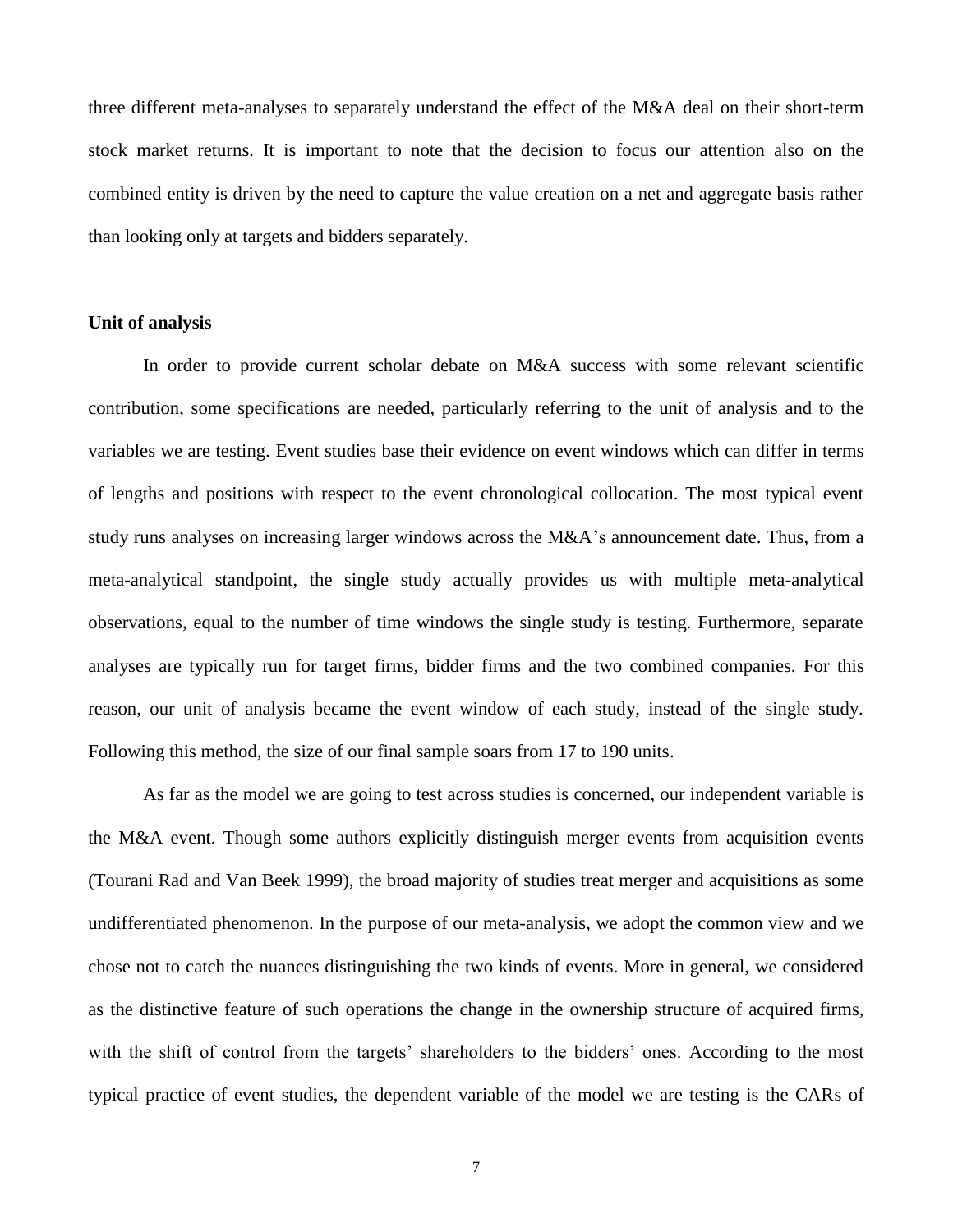three different meta-analyses to separately understand the effect of the M&A deal on their short-term stock market returns. It is important to note that the decision to focus our attention also on the combined entity is driven by the need to capture the value creation on a net and aggregate basis rather than looking only at targets and bidders separately.

**Unit of analysis**

In order to provide current scholar debate on M&A success with some relevant scientific contribution, some specifications are needed, particularly referring to the unit of analysis and to the variables we are testing. Event studies base their evidence on event windows which can differ in terms of lengths and positions with respect to the event chronological collocation. The most typical event study runs analyses on increasing larger windows across the M&A's announcement date. Thus, from a meta-analytical standpoint, the single study actually provides us with multiple meta-analytical observations, equal to the number of time windows the single study is testing. Furthermore, separate analyses are typically run for target firms, bidder firms and the two combined companies. For this reason, our unit of analysis became the event window of each study, instead of the single study. Following this method, the size of our final sample soars from 17 to 190 units.

As far as the model we are going to test across studies is concerned, our independent variable is the M&A event. Though some authors explicitly distinguish merger events from acquisition events (Tourani Rad and Van Beek 1999), the broad majority of studies treat merger and acquisitions as some undifferentiated phenomenon. In the purpose of our meta-analysis, we adopt the common view and we chose not to catch the nuances distinguishing the two kinds of events. More in general, we considered as the distinctive feature of such operations the change in the ownership structure of acquired firms, with the shift of control from the targets' shareholders to the bidders' ones. According to the most typical practice of event studies, the dependent variable of the model we are testing is the CARs of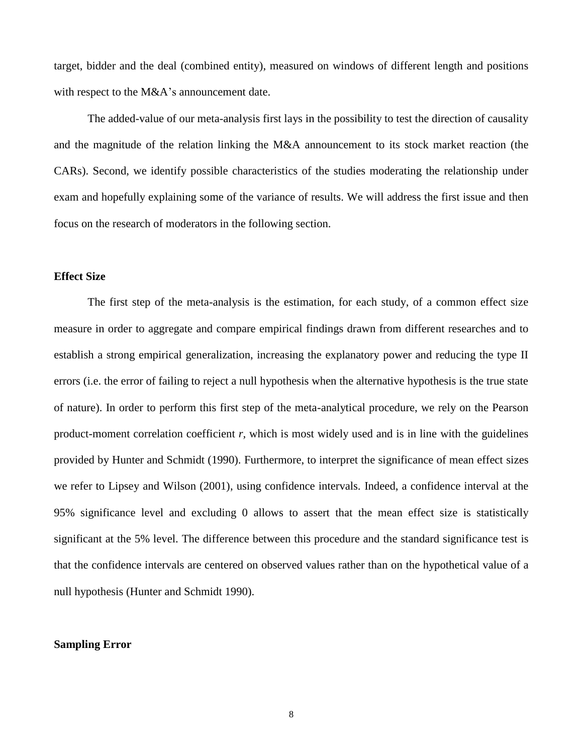target, bidder and the deal (combined entity), measured on windows of different length and positions with respect to the M&A's announcement date.

The added-value of our meta-analysis first lays in the possibility to test the direction of causality and the magnitude of the relation linking the M&A announcement to its stock market reaction (the CARs). Second, we identify possible characteristics of the studies moderating the relationship under exam and hopefully explaining some of the variance of results. We will address the first issue and then focus on the research of moderators in the following section.

**Effect Size**

The first step of the meta-analysis is the estimation, for each study, of a common effect size measure in order to aggregate and compare empirical findings drawn from different researches and to establish a strong empirical generalization, increasing the explanatory power and reducing the type II errors (i.e. the error of failing to reject a null hypothesis when the alternative hypothesis is the true state of nature). In order to perform this first step of the meta-analytical procedure, we rely on the Pearson product-moment correlation coefficient *r*, which is most widely used and is in line with the guidelines provided by Hunter and Schmidt (1990). Furthermore, to interpret the significance of mean effect sizes we refer to Lipsey and Wilson (2001), using confidence intervals. Indeed, a confidence interval at the 95% significance level and excluding 0 allows to assert that the mean effect size is statistically significant at the 5% level. The difference between this procedure and the standard significance test is that the confidence intervals are centered on observed values rather than on the hypothetical value of a null hypothesis (Hunter and Schmidt 1990).

**Sampling Error**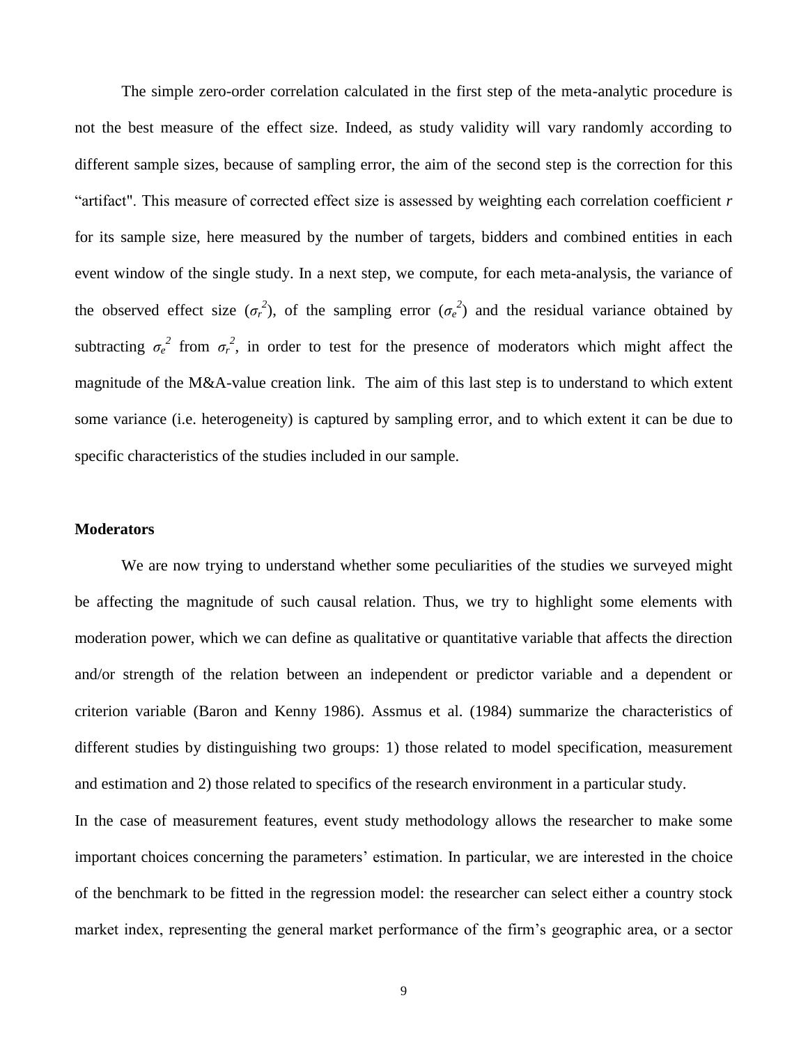The simple zero-order correlation calculated in the first step of the meta-analytic procedure is not the best measure of the effect size. Indeed, as study validity will vary randomly according to different sample sizes, because of sampling error, the aim of the second step is the correction for this "artifact". This measure of corrected effect size is assessed by weighting each correlation coefficient *r* for its sample size, here measured by the number of targets, bidders and combined entities in each event window of the single study. In a next step, we compute, for each meta-analysis, the variance of the observed effect size ($\sigma_r^2$), of the sampling error ($\sigma_e^2$) and the residual variance obtained by subtracting $\sigma_e^2$ from $\sigma_r^2$, in order to test for the presence of moderators which might affect the magnitude of the M&A-value creation link. The aim of this last step is to understand to which extent some variance (i.e. heterogeneity) is captured by sampling error, and to which extent it can be due to specific characteristics of the studies included in our sample.

**Moderators**

We are now trying to understand whether some peculiarities of the studies we surveyed might be affecting the magnitude of such causal relation. Thus, we try to highlight some elements with moderation power, which we can define as qualitative or quantitative variable that affects the direction and/or strength of the relation between an independent or predictor variable and a dependent or criterion variable (Baron and Kenny 1986). Assmus et al. (1984) summarize the characteristics of different studies by distinguishing two groups: 1) those related to model specification, measurement and estimation and 2) those related to specifics of the research environment in a particular study.

In the case of measurement features, event study methodology allows the researcher to make some important choices concerning the parameters' estimation. In particular, we are interested in the choice of the benchmark to be fitted in the regression model: the researcher can select either a country stock market index, representing the general market performance of the firm's geographic area, or a sector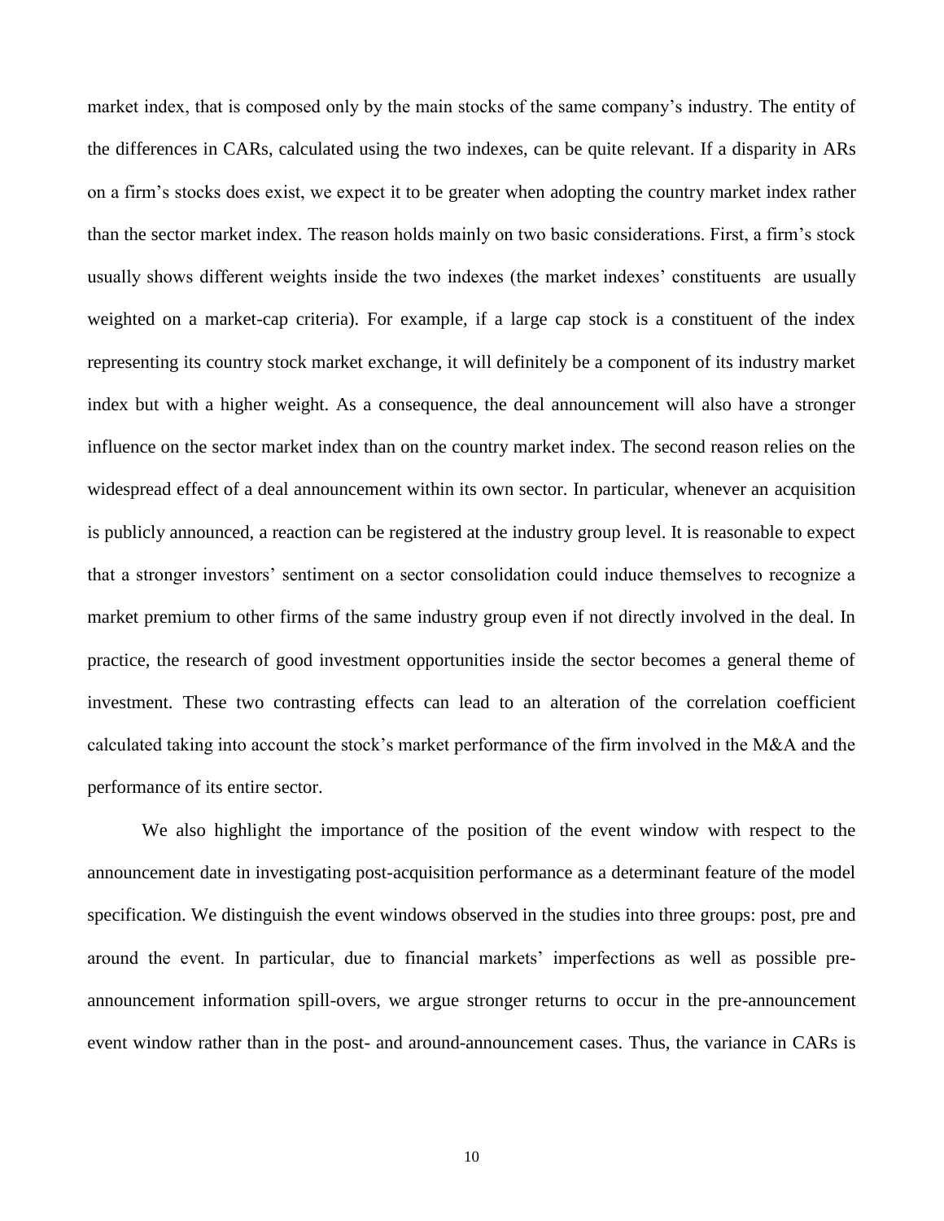market index, that is composed only by the main stocks of the same company's industry. The entity of the differences in CARs, calculated using the two indexes, can be quite relevant. If a disparity in ARs on a firm's stocks does exist, we expect it to be greater when adopting the country market index rather than the sector market index. The reason holds mainly on two basic considerations. First, a firm's stock usually shows different weights inside the two indexes (the market indexes' constituents are usually weighted on a market-cap criteria). For example, if a large cap stock is a constituent of the index representing its country stock market exchange, it will definitely be a component of its industry market index but with a higher weight. As a consequence, the deal announcement will also have a stronger influence on the sector market index than on the country market index. The second reason relies on the widespread effect of a deal announcement within its own sector. In particular, whenever an acquisition is publicly announced, a reaction can be registered at the industry group level. It is reasonable to expect that a stronger investors' sentiment on a sector consolidation could induce themselves to recognize a market premium to other firms of the same industry group even if not directly involved in the deal. In practice, the research of good investment opportunities inside the sector becomes a general theme of investment. These two contrasting effects can lead to an alteration of the correlation coefficient calculated taking into account the stock's market performance of the firm involved in the M&A and the performance of its entire sector.

We also highlight the importance of the position of the event window with respect to the announcement date in investigating post-acquisition performance as a determinant feature of the model specification. We distinguish the event windows observed in the studies into three groups: post, pre and around the event. In particular, due to financial markets' imperfections as well as possible pre-announcement information spill-overs, we argue stronger returns to occur in the pre-announcement event window rather than in the post- and around-announcement cases. Thus, the variance in CARs is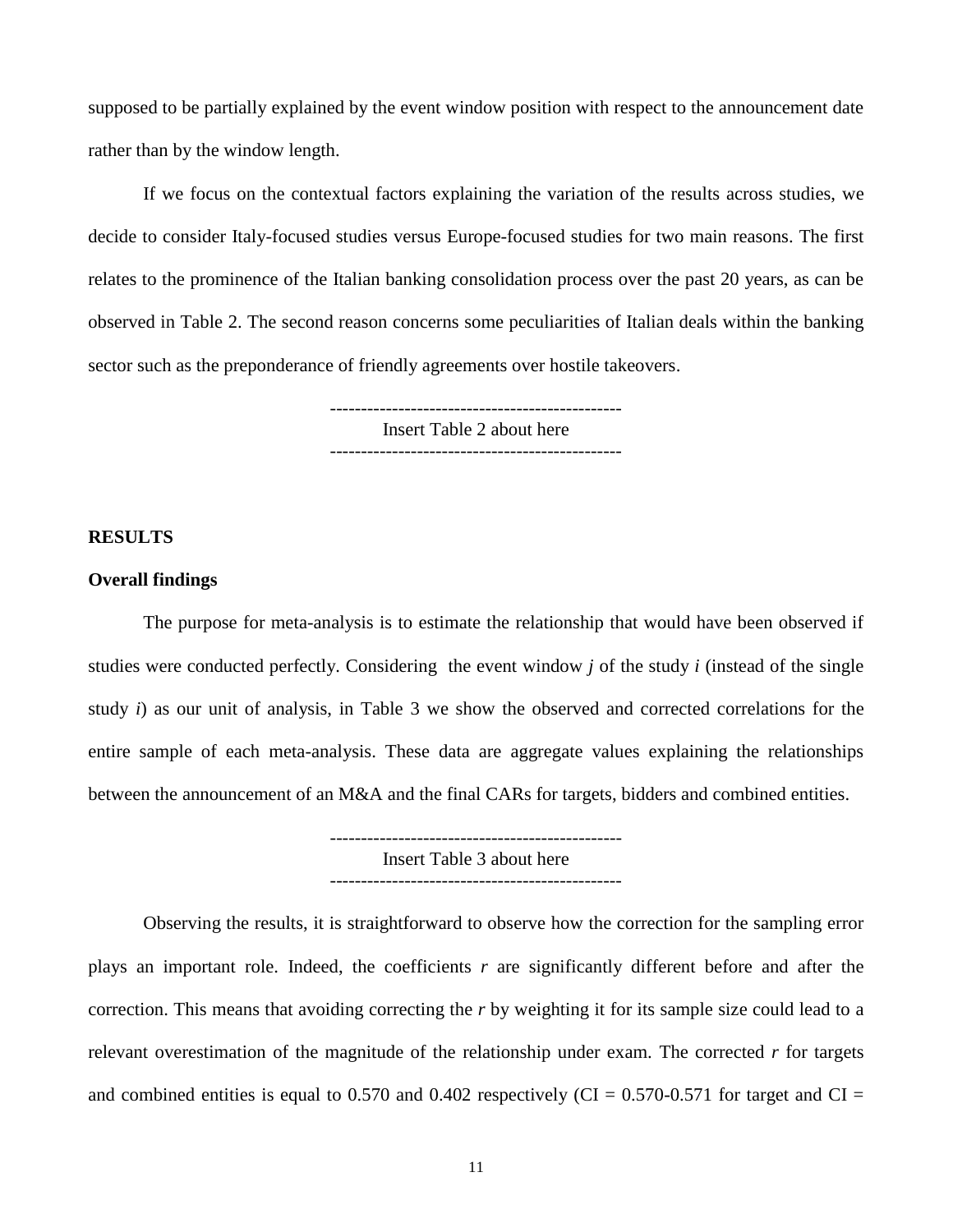supposed to be partially explained by the event window position with respect to the announcement date rather than by the window length.

If we focus on the contextual factors explaining the variation of the results across studies, we decide to consider Italy-focused studies versus Europe-focused studies for two main reasons. The first relates to the prominence of the Italian banking consolidation process over the past 20 years, as can be observed in Table 2. The second reason concerns some peculiarities of Italian deals within the banking sector such as the preponderance of friendly agreements over hostile takeovers.

-----------------------------------------------
Insert Table 2 about here
-----------------------------------------------

## RESULTS

### Overall findings

The purpose for meta-analysis is to estimate the relationship that would have been observed if studies were conducted perfectly. Considering the event window *j* of the study *i* (instead of the single study *i*) as our unit of analysis, in Table 3 we show the observed and corrected correlations for the entire sample of each meta-analysis. These data are aggregate values explaining the relationships between the announcement of an M&A and the final CARs for targets, bidders and combined entities.

-----------------------------------------------
Insert Table 3 about here
-----------------------------------------------

Observing the results, it is straightforward to observe how the correction for the sampling error plays an important role. Indeed, the coefficients *r* are significantly different before and after the correction. This means that avoiding correcting the *r* by weighting it for its sample size could lead to a relevant overestimation of the magnitude of the relationship under exam. The corrected *r* for targets and combined entities is equal to 0.570 and 0.402 respectively (CI = 0.570-0.571 for target and CI =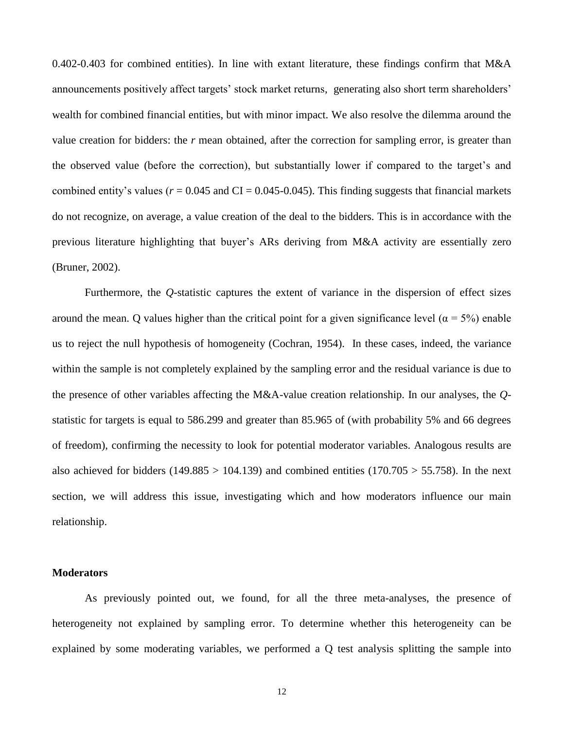0.402-0.403 for combined entities). In line with extant literature, these findings confirm that M&A announcements positively affect targets' stock market returns, generating also short term shareholders' wealth for combined financial entities, but with minor impact. We also resolve the dilemma around the value creation for bidders: the *r* mean obtained, after the correction for sampling error, is greater than the observed value (before the correction), but substantially lower if compared to the target's and combined entity's values ($r = 0.045$ and CI = 0.045-0.045). This finding suggests that financial markets do not recognize, on average, a value creation of the deal to the bidders. This is in accordance with the previous literature highlighting that buyer's ARs deriving from M&A activity are essentially zero (Bruner, 2002).

Furthermore, the *Q*-statistic captures the extent of variance in the dispersion of effect sizes around the mean. Q values higher than the critical point for a given significance level ($\alpha = 5\%$) enable us to reject the null hypothesis of homogeneity (Cochran, 1954). In these cases, indeed, the variance within the sample is not completely explained by the sampling error and the residual variance is due to the presence of other variables affecting the M&A-value creation relationship. In our analyses, the *Q*-statistic for targets is equal to 586.299 and greater than 85.965 of (with probability 5% and 66 degrees of freedom), confirming the necessity to look for potential moderator variables. Analogous results are also achieved for bidders ($149.885 > 104.139$) and combined entities ($170.705 > 55.758$). In the next section, we will address this issue, investigating which and how moderators influence our main relationship.

**Moderators**

As previously pointed out, we found, for all the three meta-analyses, the presence of heterogeneity not explained by sampling error. To determine whether this heterogeneity can be explained by some moderating variables, we performed a Q test analysis splitting the sample into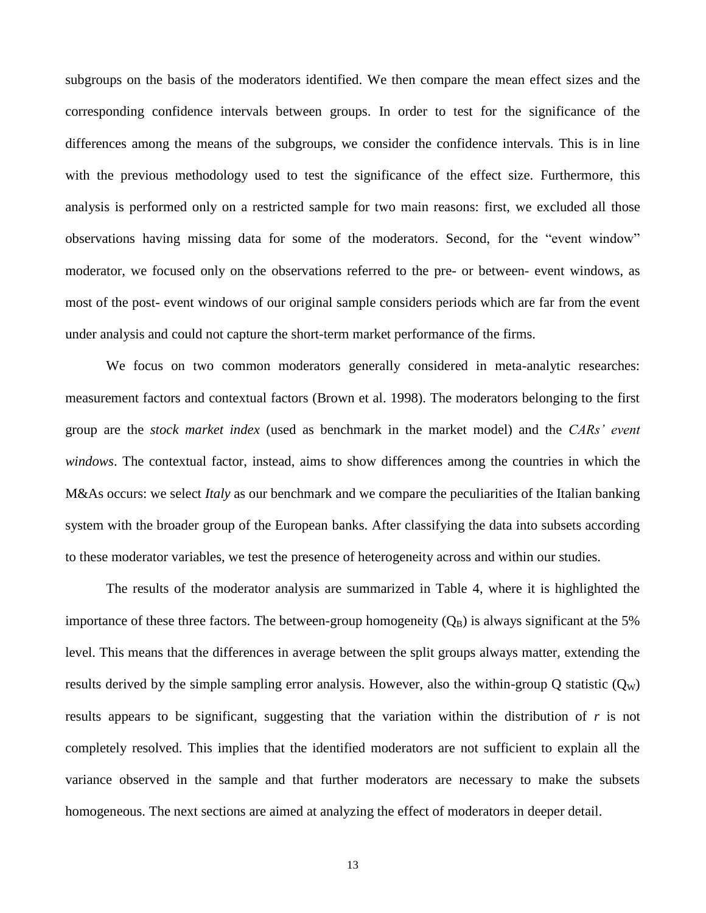subgroups on the basis of the moderators identified. We then compare the mean effect sizes and the corresponding confidence intervals between groups. In order to test for the significance of the differences among the means of the subgroups, we consider the confidence intervals. This is in line with the previous methodology used to test the significance of the effect size. Furthermore, this analysis is performed only on a restricted sample for two main reasons: first, we excluded all those observations having missing data for some of the moderators. Second, for the "event window" moderator, we focused only on the observations referred to the pre- or between- event windows, as most of the post- event windows of our original sample considers periods which are far from the event under analysis and could not capture the short-term market performance of the firms.

We focus on two common moderators generally considered in meta-analytic researches: measurement factors and contextual factors (Brown et al. 1998). The moderators belonging to the first group are the *stock market index* (used as benchmark in the market model) and the *CARs' event windows*. The contextual factor, instead, aims to show differences among the countries in which the M&As occurs: we select *Italy* as our benchmark and we compare the peculiarities of the Italian banking system with the broader group of the European banks. After classifying the data into subsets according to these moderator variables, we test the presence of heterogeneity across and within our studies.

The results of the moderator analysis are summarized in Table 4, where it is highlighted the importance of these three factors. The between-group homogeneity ($Q_B$) is always significant at the 5% level. This means that the differences in average between the split groups always matter, extending the results derived by the simple sampling error analysis. However, also the within-group Q statistic ($Q_W$) results appears to be significant, suggesting that the variation within the distribution of *r* is not completely resolved. This implies that the identified moderators are not sufficient to explain all the variance observed in the sample and that further moderators are necessary to make the subsets homogeneous. The next sections are aimed at analyzing the effect of moderators in deeper detail.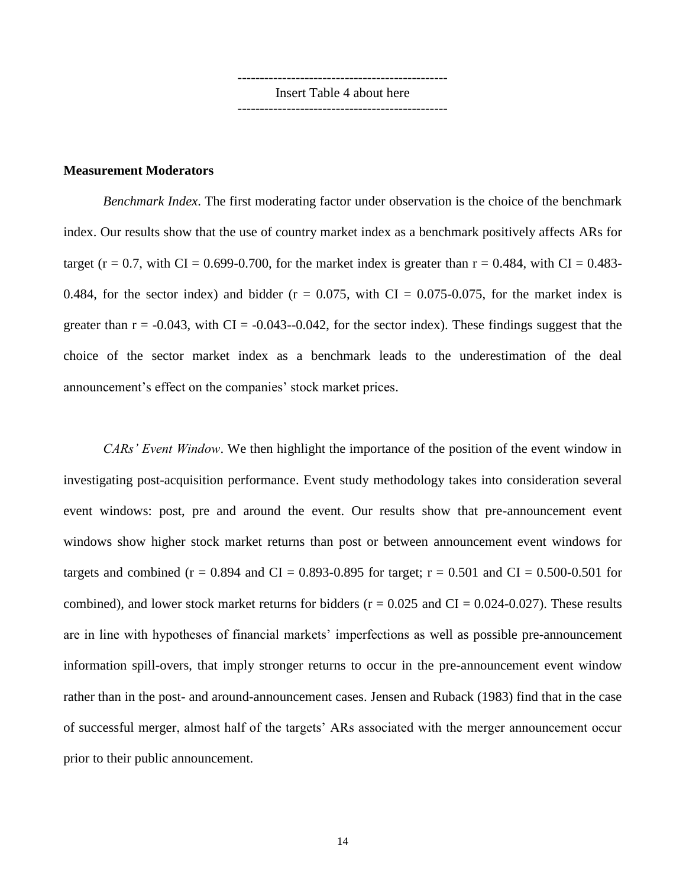-----------------------------------------------
Insert Table 4 about here
-----------------------------------------------

**Measurement Moderators**

*Benchmark Index*. The first moderating factor under observation is the choice of the benchmark index. Our results show that the use of country market index as a benchmark positively affects ARs for target (r = 0.7, with CI = 0.699-0.700, for the market index is greater than r = 0.484, with CI = 0.483-0.484, for the sector index) and bidder (r = 0.075, with CI = 0.075-0.075, for the market index is greater than r = -0.043, with CI = -0.043--0.042, for the sector index). These findings suggest that the choice of the sector market index as a benchmark leads to the underestimation of the deal announcement's effect on the companies' stock market prices.

*CARs' Event Window*. We then highlight the importance of the position of the event window in investigating post-acquisition performance. Event study methodology takes into consideration several event windows: post, pre and around the event. Our results show that pre-announcement event windows show higher stock market returns than post or between announcement event windows for targets and combined (r = 0.894 and CI = 0.893-0.895 for target; r = 0.501 and CI = 0.500-0.501 for combined), and lower stock market returns for bidders (r = 0.025 and CI = 0.024-0.027). These results are in line with hypotheses of financial markets' imperfections as well as possible pre-announcement information spill-overs, that imply stronger returns to occur in the pre-announcement event window rather than in the post- and around-announcement cases. Jensen and Ruback (1983) find that in the case of successful merger, almost half of the targets' ARs associated with the merger announcement occur prior to their public announcement.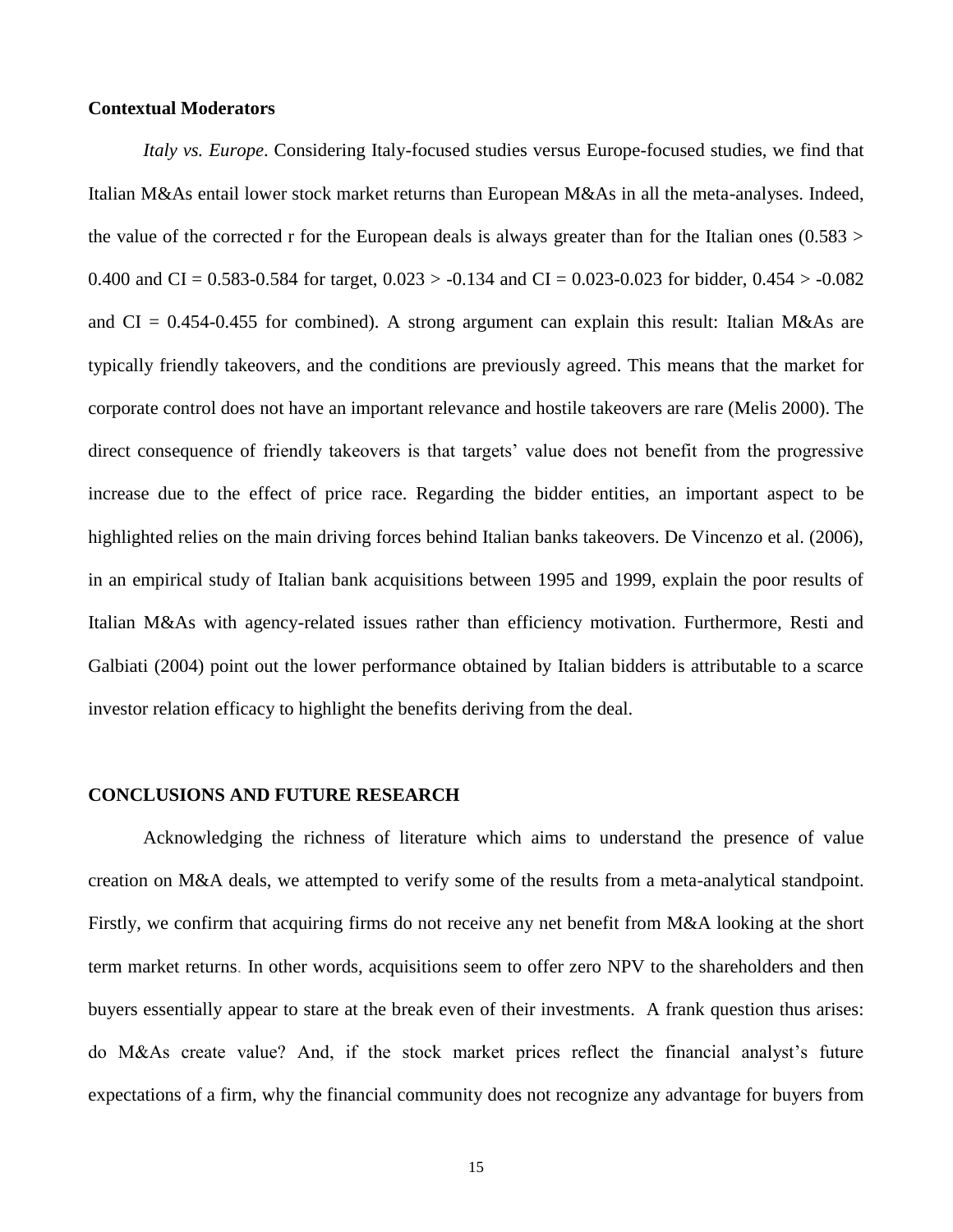**Contextual Moderators**

*Italy vs. Europe*. Considering Italy-focused studies versus Europe-focused studies, we find that Italian M&As entail lower stock market returns than European M&As in all the meta-analyses. Indeed, the value of the corrected r for the European deals is always greater than for the Italian ones (0.583 > 0.400 and CI = 0.583-0.584 for target, 0.023 > -0.134 and CI = 0.023-0.023 for bidder, 0.454 > -0.082 and CI = 0.454-0.455 for combined). A strong argument can explain this result: Italian M&As are typically friendly takeovers, and the conditions are previously agreed. This means that the market for corporate control does not have an important relevance and hostile takeovers are rare (Melis 2000). The direct consequence of friendly takeovers is that targets' value does not benefit from the progressive increase due to the effect of price race. Regarding the bidder entities, an important aspect to be highlighted relies on the main driving forces behind Italian banks takeovers. De Vincenzo et al. (2006), in an empirical study of Italian bank acquisitions between 1995 and 1999, explain the poor results of Italian M&As with agency-related issues rather than efficiency motivation. Furthermore, Resti and Galbiati (2004) point out the lower performance obtained by Italian bidders is attributable to a scarce investor relation efficacy to highlight the benefits deriving from the deal.

## CONCLUSIONS AND FUTURE RESEARCH

Acknowledging the richness of literature which aims to understand the presence of value creation on M&A deals, we attempted to verify some of the results from a meta-analytical standpoint. Firstly, we confirm that acquiring firms do not receive any net benefit from M&A looking at the short term market returns. In other words, acquisitions seem to offer zero NPV to the shareholders and then buyers essentially appear to stare at the break even of their investments. A frank question thus arises: do M&As create value? And, if the stock market prices reflect the financial analyst's future expectations of a firm, why the financial community does not recognize any advantage for buyers from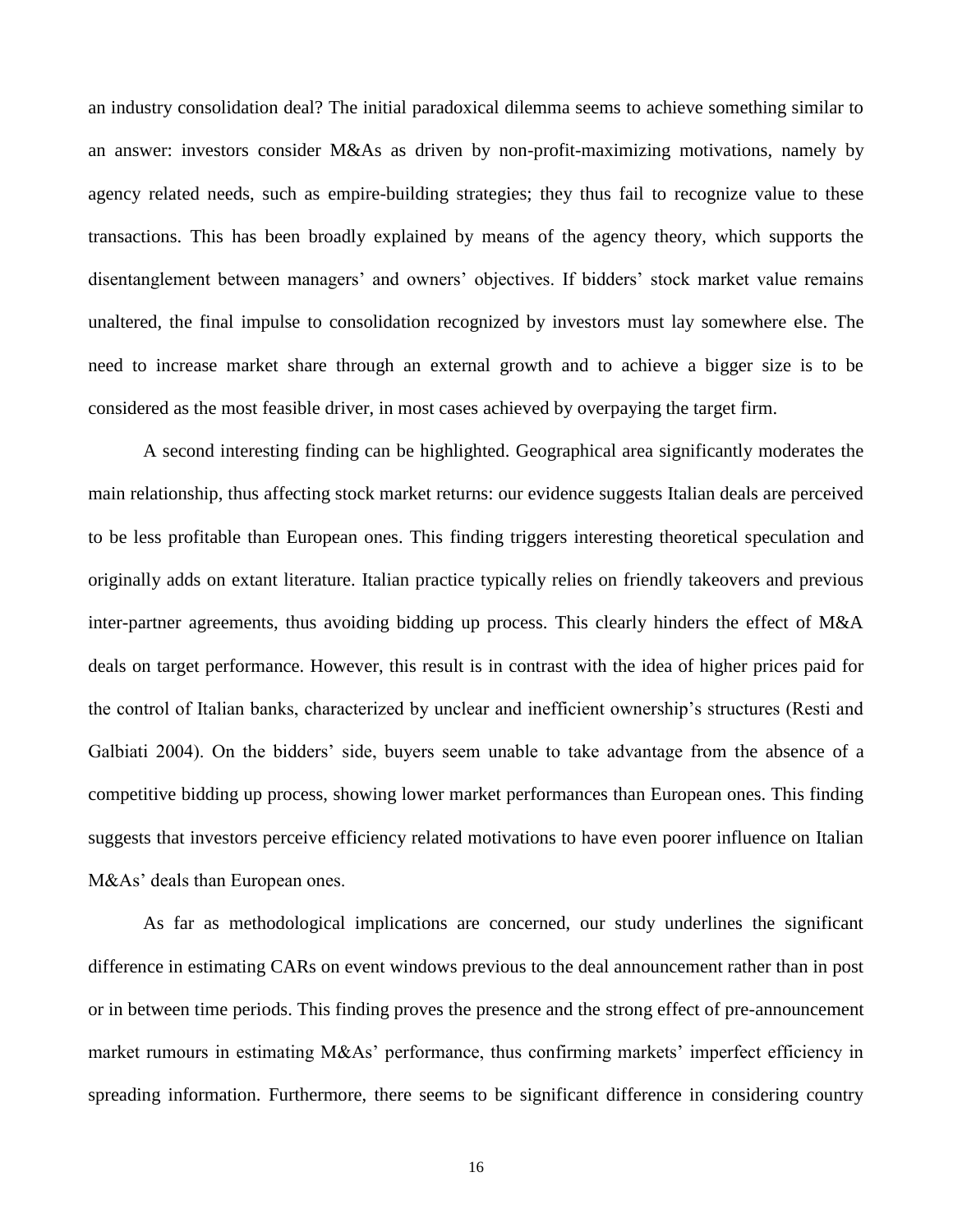an industry consolidation deal? The initial paradoxical dilemma seems to achieve something similar to an answer: investors consider M&As as driven by non-profit-maximizing motivations, namely by agency related needs, such as empire-building strategies; they thus fail to recognize value to these transactions. This has been broadly explained by means of the agency theory, which supports the disentanglement between managers' and owners' objectives. If bidders' stock market value remains unaltered, the final impulse to consolidation recognized by investors must lay somewhere else. The need to increase market share through an external growth and to achieve a bigger size is to be considered as the most feasible driver, in most cases achieved by overpaying the target firm.

A second interesting finding can be highlighted. Geographical area significantly moderates the main relationship, thus affecting stock market returns: our evidence suggests Italian deals are perceived to be less profitable than European ones. This finding triggers interesting theoretical speculation and originally adds on extant literature. Italian practice typically relies on friendly takeovers and previous inter-partner agreements, thus avoiding bidding up process. This clearly hinders the effect of M&A deals on target performance. However, this result is in contrast with the idea of higher prices paid for the control of Italian banks, characterized by unclear and inefficient ownership's structures (Resti and Galbiati 2004). On the bidders' side, buyers seem unable to take advantage from the absence of a competitive bidding up process, showing lower market performances than European ones. This finding suggests that investors perceive efficiency related motivations to have even poorer influence on Italian M&As' deals than European ones.

As far as methodological implications are concerned, our study underlines the significant difference in estimating CARs on event windows previous to the deal announcement rather than in post or in between time periods. This finding proves the presence and the strong effect of pre-announcement market rumours in estimating M&As' performance, thus confirming markets' imperfect efficiency in spreading information. Furthermore, there seems to be significant difference in considering country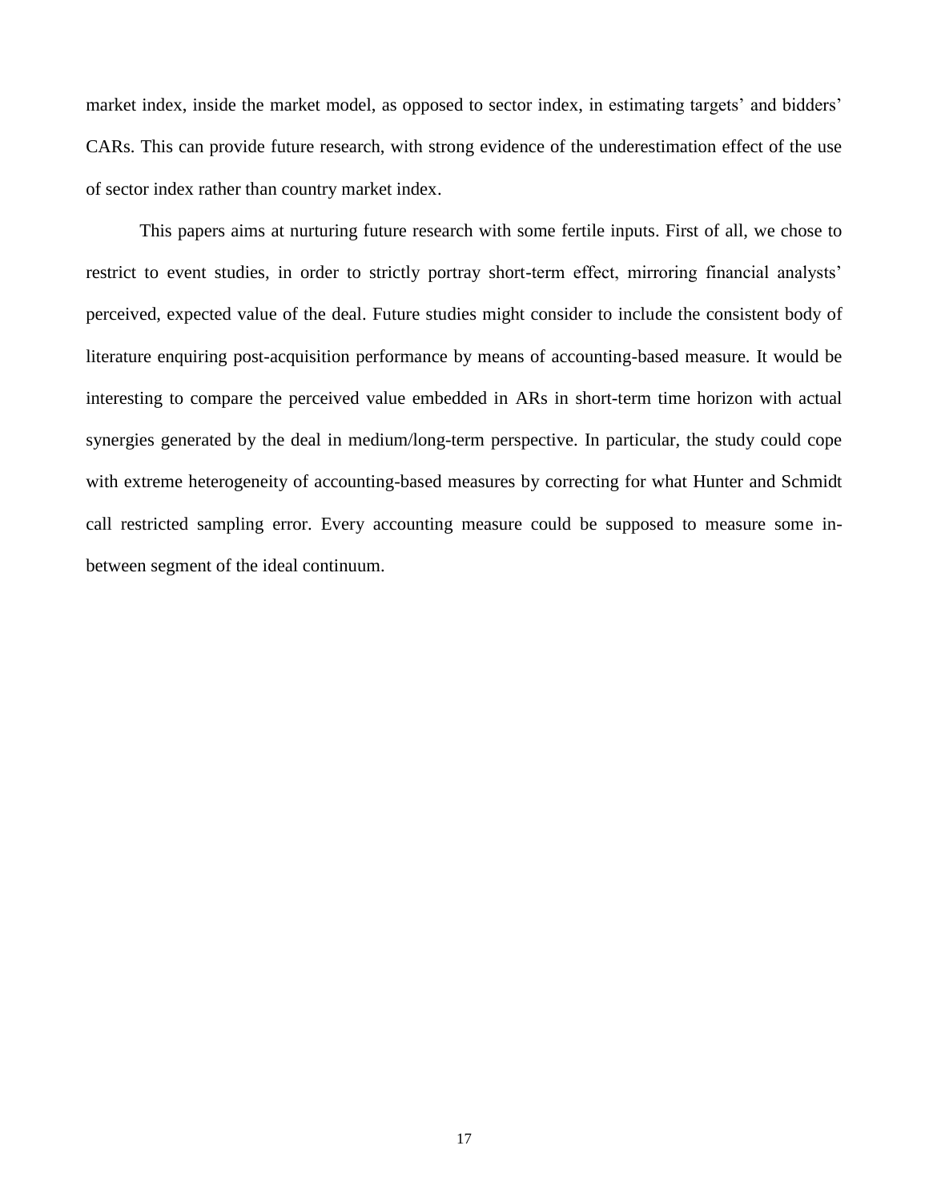market index, inside the market model, as opposed to sector index, in estimating targets' and bidders' CARs. This can provide future research, with strong evidence of the underestimation effect of the use of sector index rather than country market index.

This papers aims at nurturing future research with some fertile inputs. First of all, we chose to restrict to event studies, in order to strictly portray short-term effect, mirroring financial analysts' perceived, expected value of the deal. Future studies might consider to include the consistent body of literature enquiring post-acquisition performance by means of accounting-based measure. It would be interesting to compare the perceived value embedded in ARs in short-term time horizon with actual synergies generated by the deal in medium/long-term perspective. In particular, the study could cope with extreme heterogeneity of accounting-based measures by correcting for what Hunter and Schmidt call restricted sampling error. Every accounting measure could be supposed to measure some in-between segment of the ideal continuum.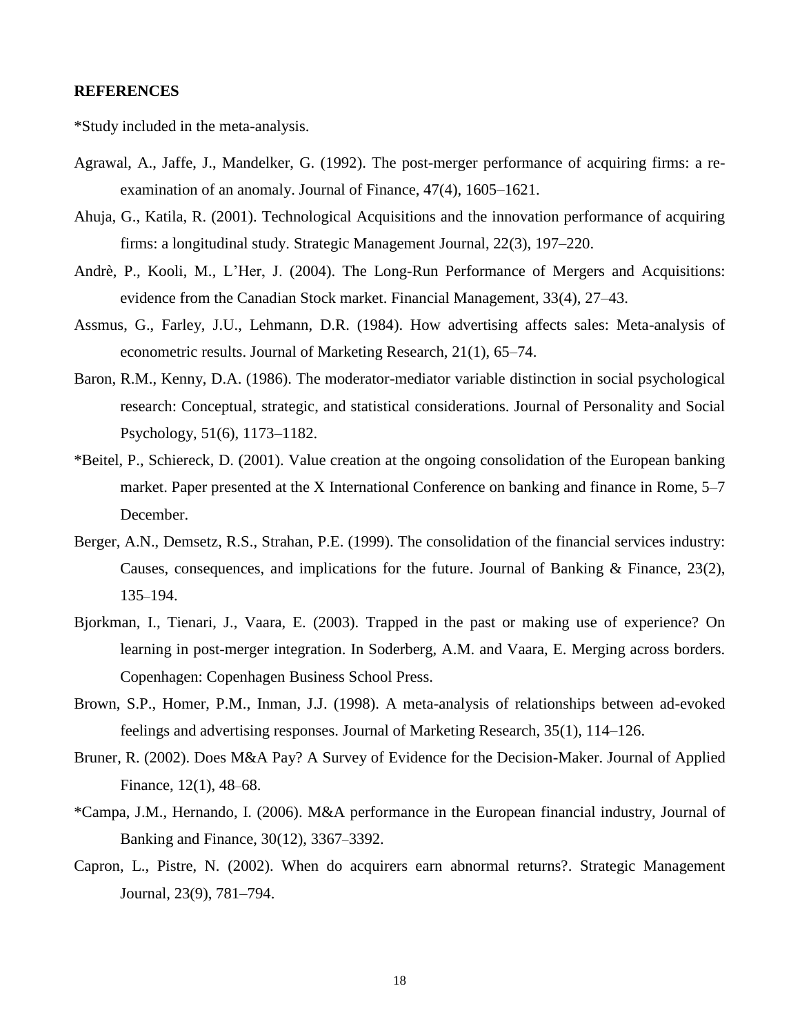## REFERENCES

*Study included in the meta-analysis.

Agrawal, A., Jaffe, J., Mandelker, G. (1992). The post-merger performance of acquiring firms: a re-examination of an anomaly. Journal of Finance, 47(4), 1605–1621.

Ahuja, G., Katila, R. (2001). Technological Acquisitions and the innovation performance of acquiring firms: a longitudinal study. Strategic Management Journal, 22(3), 197–220.

Andrè, P., Kooli, M., L'Her, J. (2004). The Long-Run Performance of Mergers and Acquisitions: evidence from the Canadian Stock market. Financial Management, 33(4), 27–43.

Assmus, G., Farley, J.U., Lehmann, D.R. (1984). How advertising affects sales: Meta-analysis of econometric results. Journal of Marketing Research, 21(1), 65–74.

Baron, R.M., Kenny, D.A. (1986). The moderator-mediator variable distinction in social psychological research: Conceptual, strategic, and statistical considerations. Journal of Personality and Social Psychology, 51(6), 1173–1182.

*Beitel, P., Schiereck, D. (2001). Value creation at the ongoing consolidation of the European banking market. Paper presented at the X International Conference on banking and finance in Rome, 5–7 December.

Berger, A.N., Demsetz, R.S., Strahan, P.E. (1999). The consolidation of the financial services industry: Causes, consequences, and implications for the future. Journal of Banking & Finance, 23(2), 135–194.

Bjorkman, I., Tienari, J., Vaara, E. (2003). Trapped in the past or making use of experience? On learning in post-merger integration. In Soderberg, A.M. and Vaara, E. Merging across borders. Copenhagen: Copenhagen Business School Press.

Brown, S.P., Homer, P.M., Inman, J.J. (1998). A meta-analysis of relationships between ad-evoked feelings and advertising responses. Journal of Marketing Research, 35(1), 114–126.

Bruner, R. (2002). Does M&A Pay? A Survey of Evidence for the Decision-Maker. Journal of Applied Finance, 12(1), 48–68.

*Campa, J.M., Hernando, I. (2006). M&A performance in the European financial industry, Journal of Banking and Finance, 30(12), 3367–3392.

Capron, L., Pistre, N. (2002). When do acquirers earn abnormal returns?. Strategic Management Journal, 23(9), 781–794.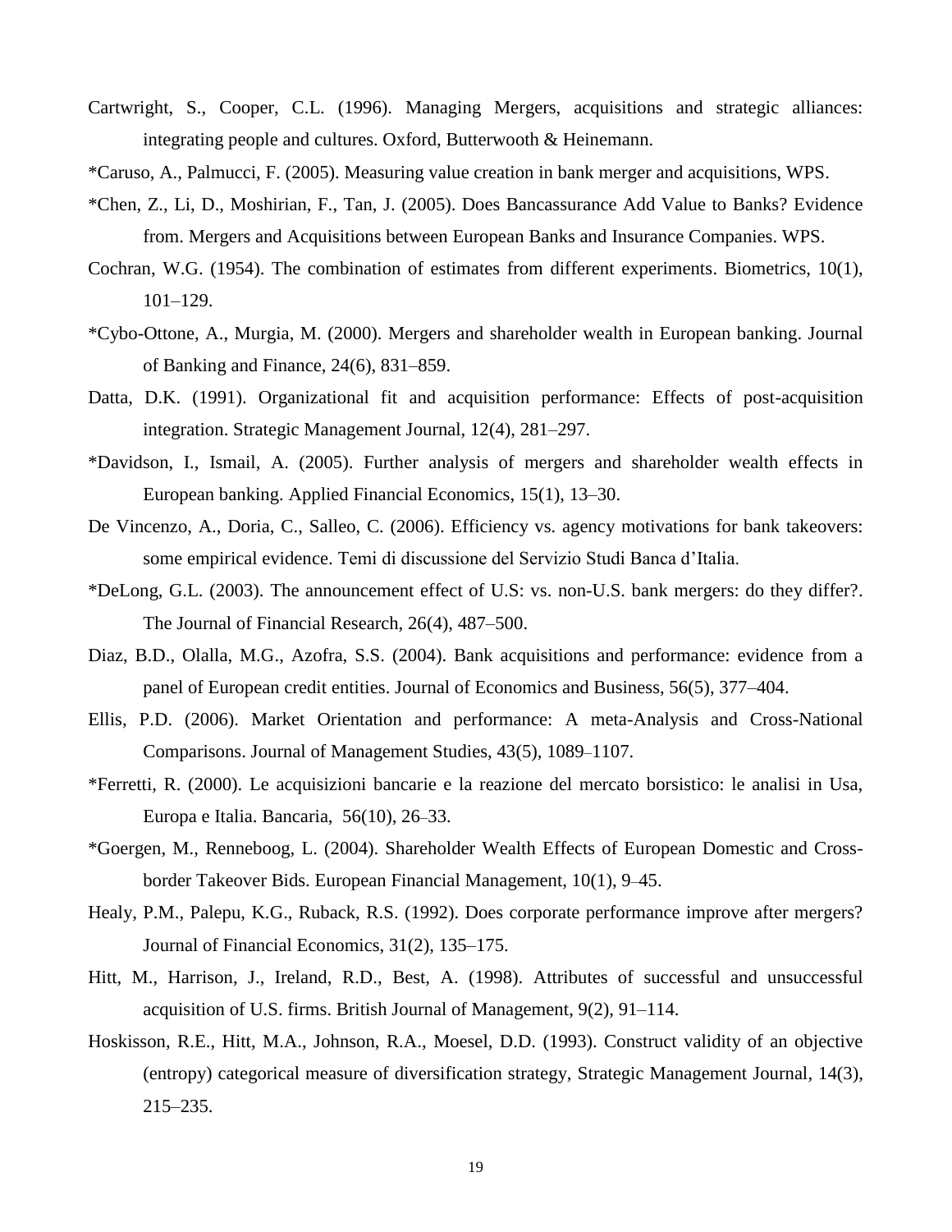Cartwright, S., Cooper, C.L. (1996). Managing Mergers, acquisitions and strategic alliances: integrating people and cultures. Oxford, Butterwooth & Heinemann.

*Caruso, A., Palmucci, F. (2005). Measuring value creation in bank merger and acquisitions, WPS.

*Chen, Z., Li, D., Moshirian, F., Tan, J. (2005). Does Bancassurance Add Value to Banks? Evidence from. Mergers and Acquisitions between European Banks and Insurance Companies. WPS.

Cochran, W.G. (1954). The combination of estimates from different experiments. Biometrics, 10(1), 101–129.

*Cybo-Ottone, A., Murgia, M. (2000). Mergers and shareholder wealth in European banking. Journal of Banking and Finance, 24(6), 831–859.

Datta, D.K. (1991). Organizational fit and acquisition performance: Effects of post-acquisition integration. Strategic Management Journal, 12(4), 281–297.

*Davidson, I., Ismail, A. (2005). Further analysis of mergers and shareholder wealth effects in European banking. Applied Financial Economics, 15(1), 13–30.

De Vincenzo, A., Doria, C., Salleo, C. (2006). Efficiency vs. agency motivations for bank takeovers: some empirical evidence. Temi di discussione del Servizio Studi Banca d'Italia.

*DeLong, G.L. (2003). The announcement effect of U.S: vs. non-U.S. bank mergers: do they differ?. The Journal of Financial Research, 26(4), 487–500.

Diaz, B.D., Olalla, M.G., Azofra, S.S. (2004). Bank acquisitions and performance: evidence from a panel of European credit entities. Journal of Economics and Business, 56(5), 377–404.

Ellis, P.D. (2006). Market Orientation and performance: A meta-Analysis and Cross-National Comparisons. Journal of Management Studies, 43(5), 1089–1107.

*Ferretti, R. (2000). Le acquisizioni bancarie e la reazione del mercato borsistico: le analisi in Usa, Europa e Italia. Bancaria, 56(10), 26–33.

*Goergen, M., Renneboog, L. (2004). Shareholder Wealth Effects of European Domestic and Cross-border Takeover Bids. European Financial Management, 10(1), 9–45.

Healy, P.M., Palepu, K.G., Ruback, R.S. (1992). Does corporate performance improve after mergers? Journal of Financial Economics, 31(2), 135–175.

Hitt, M., Harrison, J., Ireland, R.D., Best, A. (1998). Attributes of successful and unsuccessful acquisition of U.S. firms. British Journal of Management, 9(2), 91–114.

Hoskisson, R.E., Hitt, M.A., Johnson, R.A., Moesel, D.D. (1993). Construct validity of an objective (entropy) categorical measure of diversification strategy, Strategic Management Journal, 14(3), 215–235.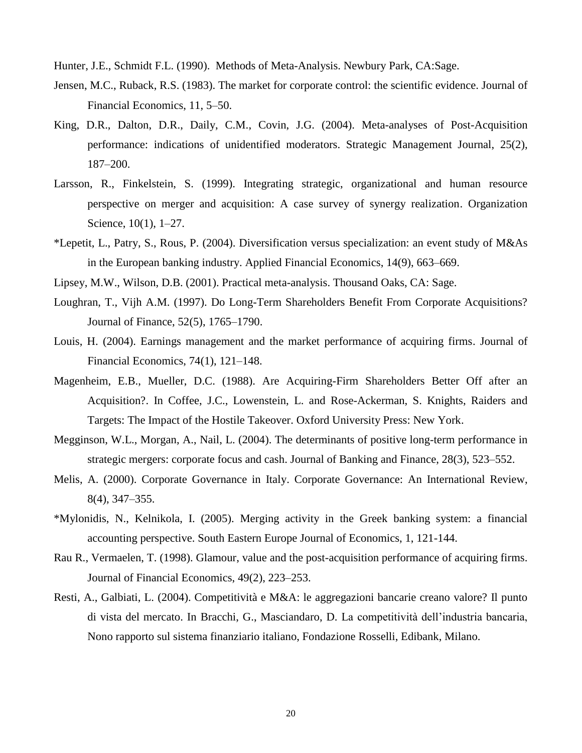Hunter, J.E., Schmidt F.L. (1990). Methods of Meta-Analysis. Newbury Park, CA:Sage.

Jensen, M.C., Ruback, R.S. (1983). The market for corporate control: the scientific evidence. Journal of Financial Economics, 11, 5–50.

King, D.R., Dalton, D.R., Daily, C.M., Covin, J.G. (2004). Meta-analyses of Post-Acquisition performance: indications of unidentified moderators. Strategic Management Journal, 25(2), 187–200.

Larsson, R., Finkelstein, S. (1999). Integrating strategic, organizational and human resource perspective on merger and acquisition: A case survey of synergy realization. Organization Science, 10(1), 1–27.

*Lepetit, L., Patry, S., Rous, P. (2004). Diversification versus specialization: an event study of M&As in the European banking industry. Applied Financial Economics, 14(9), 663–669.

Lipsey, M.W., Wilson, D.B. (2001). Practical meta-analysis. Thousand Oaks, CA: Sage.

Loughran, T., Vijh A.M. (1997). Do Long-Term Shareholders Benefit From Corporate Acquisitions? Journal of Finance, 52(5), 1765–1790.

Louis, H. (2004). Earnings management and the market performance of acquiring firms. Journal of Financial Economics, 74(1), 121–148.

Magenheim, E.B., Mueller, D.C. (1988). Are Acquiring-Firm Shareholders Better Off after an Acquisition?. In Coffee, J.C., Lowenstein, L. and Rose-Ackerman, S. Knights, Raiders and Targets: The Impact of the Hostile Takeover. Oxford University Press: New York.

Megginson, W.L., Morgan, A., Nail, L. (2004). The determinants of positive long-term performance in strategic mergers: corporate focus and cash. Journal of Banking and Finance, 28(3), 523–552.

Melis, A. (2000). Corporate Governance in Italy. Corporate Governance: An International Review, 8(4), 347–355.

*Mylonidis, N., Kelnikola, I. (2005). Merging activity in the Greek banking system: a financial accounting perspective. South Eastern Europe Journal of Economics, 1, 121-144.

Rau R., Vermaelen, T. (1998). Glamour, value and the post-acquisition performance of acquiring firms. Journal of Financial Economics, 49(2), 223–253.

Resti, A., Galbiati, L. (2004). Competitività e M&A: le aggregazioni bancarie creano valore? Il punto di vista del mercato. In Bracchi, G., Masciandaro, D. La competitività dell'industria bancaria, Nono rapporto sul sistema finanziario italiano, Fondazione Rosselli, Edibank, Milano.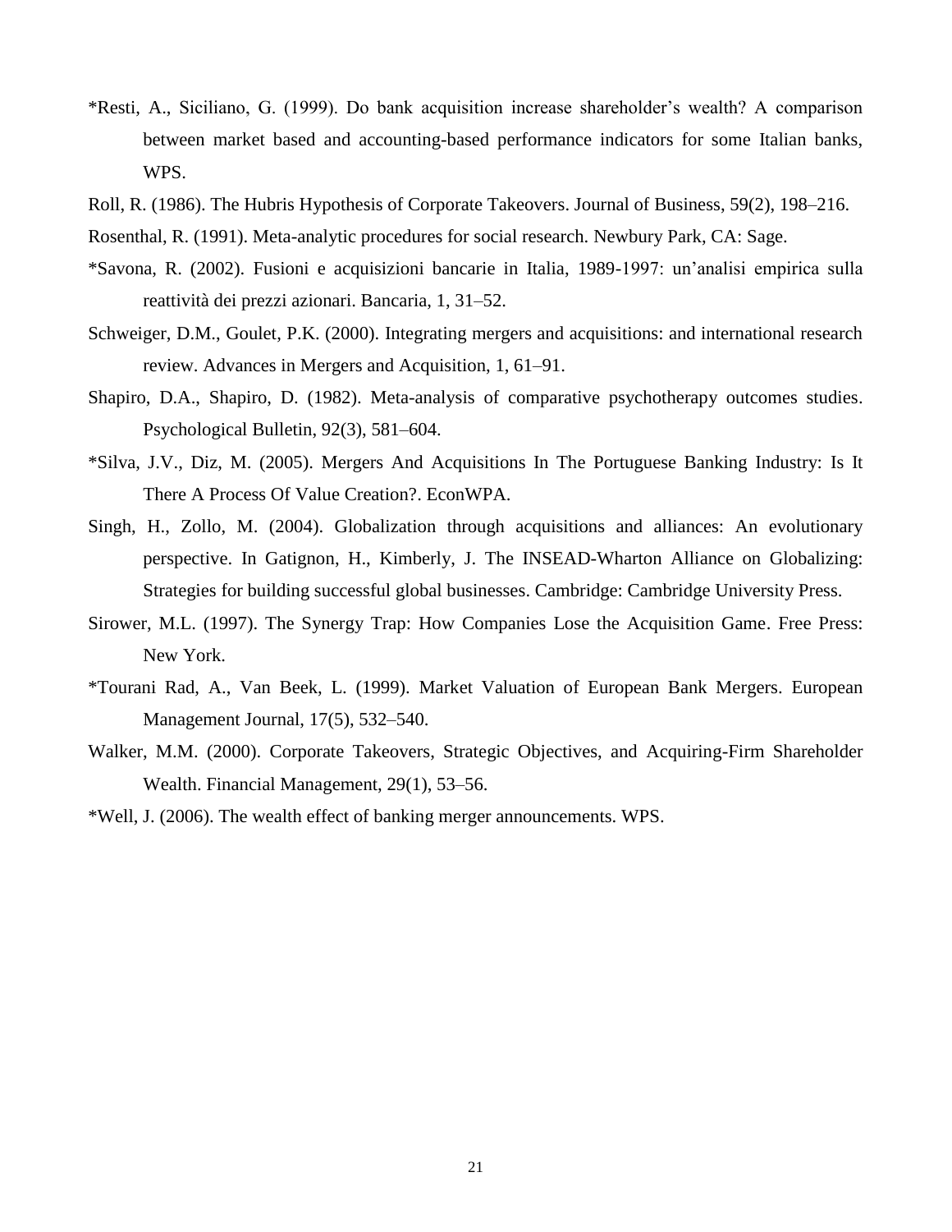*Resti, A., Siciliano, G. (1999). Do bank acquisition increase shareholder's wealth? A comparison between market based and accounting-based performance indicators for some Italian banks, WPS.

Roll, R. (1986). The Hubris Hypothesis of Corporate Takeovers. Journal of Business, 59(2), 198–216.

Rosenthal, R. (1991). Meta-analytic procedures for social research. Newbury Park, CA: Sage.

*Savona, R. (2002). Fusioni e acquisizioni bancarie in Italia, 1989-1997: un'analisi empirica sulla reattività dei prezzi azionari. Bancaria, 1, 31–52.

Schweiger, D.M., Goulet, P.K. (2000). Integrating mergers and acquisitions: and international research review. Advances in Mergers and Acquisition, 1, 61–91.

Shapiro, D.A., Shapiro, D. (1982). Meta-analysis of comparative psychotherapy outcomes studies. Psychological Bulletin, 92(3), 581–604.

*Silva, J.V., Diz, M. (2005). Mergers And Acquisitions In The Portuguese Banking Industry: Is It There A Process Of Value Creation?. EconWPA.

Singh, H., Zollo, M. (2004). Globalization through acquisitions and alliances: An evolutionary perspective. In Gatignon, H., Kimberly, J. The INSEAD-Wharton Alliance on Globalizing: Strategies for building successful global businesses. Cambridge: Cambridge University Press.

Sirower, M.L. (1997). The Synergy Trap: How Companies Lose the Acquisition Game. Free Press: New York.

*Tourani Rad, A., Van Beek, L. (1999). Market Valuation of European Bank Mergers. European Management Journal, 17(5), 532–540.

Walker, M.M. (2000). Corporate Takeovers, Strategic Objectives, and Acquiring-Firm Shareholder Wealth. Financial Management, 29(1), 53–56.

*Well, J. (2006). The wealth effect of banking merger announcements. WPS.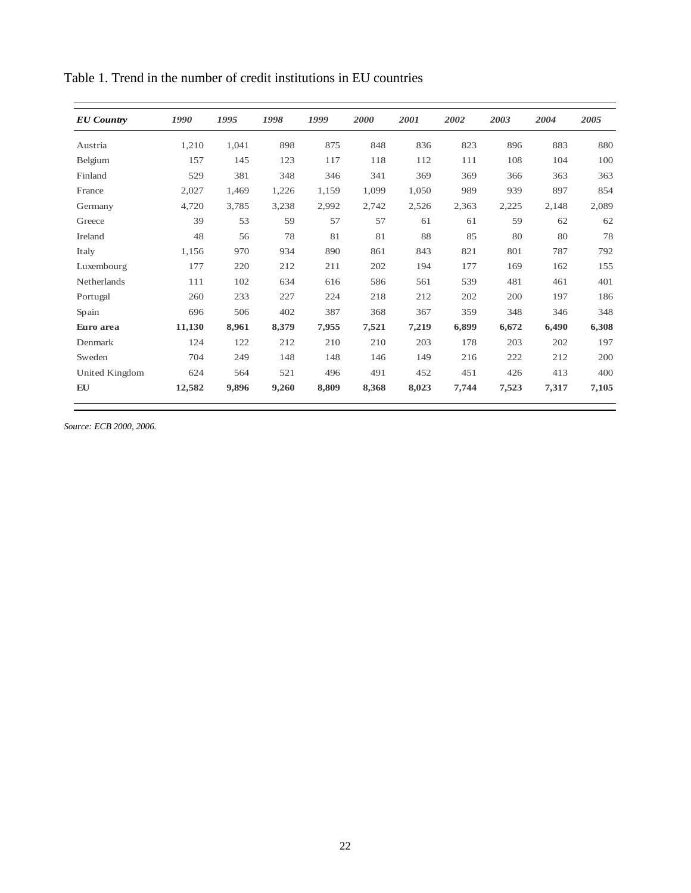Table 1. Trend in the number of credit institutions in EU countries

| *EU Country* | *1990* | *1995* | *1998* | *1999* | *2000* | *2001* | *2002* | *2003* | *2004* | *2005* |
|---|---|---|---|---|---|---|---|---|---|---|
| Austria | 1,210 | 1,041 | 898 | 875 | 848 | 836 | 823 | 896 | 883 | 880 |
| Belgium | 157 | 145 | 123 | 117 | 118 | 112 | 111 | 108 | 104 | 100 |
| Finland | 529 | 381 | 348 | 346 | 341 | 369 | 369 | 366 | 363 | 363 |
| France | 2,027 | 1,469 | 1,226 | 1,159 | 1,099 | 1,050 | 989 | 939 | 897 | 854 |
| Germany | 4,720 | 3,785 | 3,238 | 2,992 | 2,742 | 2,526 | 2,363 | 2,225 | 2,148 | 2,089 |
| Greece | 39 | 53 | 59 | 57 | 57 | 61 | 61 | 59 | 62 | 62 |
| Ireland | 48 | 56 | 78 | 81 | 81 | 88 | 85 | 80 | 80 | 78 |
| Italy | 1,156 | 970 | 934 | 890 | 861 | 843 | 821 | 801 | 787 | 792 |
| Luxembourg | 177 | 220 | 212 | 211 | 202 | 194 | 177 | 169 | 162 | 155 |
| Netherlands | 111 | 102 | 634 | 616 | 586 | 561 | 539 | 481 | 461 | 401 |
| Portugal | 260 | 233 | 227 | 224 | 218 | 212 | 202 | 200 | 197 | 186 |
| Spain | 696 | 506 | 402 | 387 | 368 | 367 | 359 | 348 | 346 | 348 |
| **Euro area** | **11,130** | **8,961** | **8,379** | **7,955** | **7,521** | **7,219** | **6,899** | **6,672** | **6,490** | **6,308** |
| Denmark | 124 | 122 | 212 | 210 | 210 | 203 | 178 | 203 | 202 | 197 |
| Sweden | 704 | 249 | 148 | 148 | 146 | 149 | 216 | 222 | 212 | 200 |
| United Kingdom | 624 | 564 | 521 | 496 | 491 | 452 | 451 | 426 | 413 | 400 |
| **EU** | **12,582** | **9,896** | **9,260** | **8,809** | **8,368** | **8,023** | **7,744** | **7,523** | **7,317** | **7,105** |

*Source: ECB 2000, 2006.*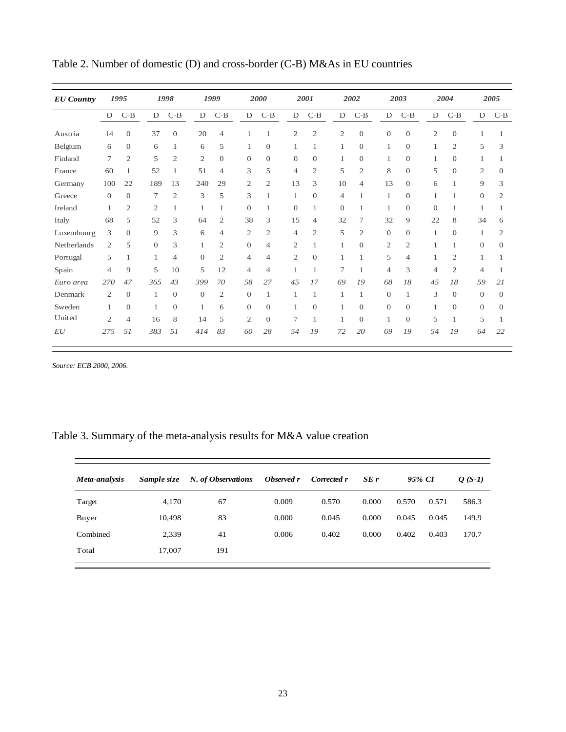Table 2. Number of domestic (D) and cross-border (C-B) M&As in EU countries

| *EU Country* | *1995* | | *1998* | | *1999* | | *2000* | | *2001* | | *2002* | | *2003* | | *2004* | | *2005* | |
|---|---|---|---|---|---|---|---|---|---|---|---|---|---|---|---|---|---|---|
| | D | C-B | D | C-B | D | C-B | D | C-B | D | C-B | D | C-B | D | C-B | D | C-B | D | C-B |
| Austria | 14 | 0 | 37 | 0 | 20 | 4 | 1 | 1 | 2 | 2 | 2 | 0 | 0 | 0 | 2 | 0 | 1 | 1 |
| Belgium | 6 | 0 | 6 | 1 | 6 | 5 | 1 | 0 | 1 | 1 | 1 | 0 | 1 | 0 | 1 | 2 | 5 | 3 |
| Finland | 7 | 2 | 5 | 2 | 2 | 0 | 0 | 0 | 0 | 0 | 1 | 0 | 1 | 0 | 1 | 0 | 1 | 1 |
| France | 60 | 1 | 52 | 1 | 51 | 4 | 3 | 5 | 4 | 2 | 5 | 2 | 8 | 0 | 5 | 0 | 2 | 0 |
| Germany | 100 | 22 | 189 | 13 | 240 | 29 | 2 | 2 | 13 | 3 | 10 | 4 | 13 | 0 | 6 | 1 | 9 | 3 |
| Greece | 0 | 0 | 7 | 2 | 3 | 5 | 3 | 1 | 1 | 0 | 4 | 1 | 1 | 0 | 1 | 1 | 0 | 2 |
| Ireland | 1 | 2 | 2 | 1 | 1 | 1 | 0 | 1 | 0 | 1 | 0 | 1 | 1 | 0 | 0 | 1 | 1 | 1 |
| Italy | 68 | 5 | 52 | 3 | 64 | 2 | 38 | 3 | 15 | 4 | 32 | 7 | 32 | 9 | 22 | 8 | 34 | 6 |
| Luxembourg | 3 | 0 | 9 | 3 | 6 | 4 | 2 | 2 | 4 | 2 | 5 | 2 | 0 | 0 | 1 | 0 | 1 | 2 |
| Netherlands | 2 | 5 | 0 | 3 | 1 | 2 | 0 | 4 | 2 | 1 | 1 | 0 | 2 | 2 | 1 | 1 | 0 | 0 |
| Portugal | 5 | 1 | 1 | 4 | 0 | 2 | 4 | 4 | 2 | 0 | 1 | 1 | 5 | 4 | 1 | 2 | 1 | 1 |
| Spain | 4 | 9 | 5 | 10 | 5 | 12 | 4 | 4 | 1 | 1 | 7 | 1 | 4 | 3 | 4 | 2 | 4 | 1 |
| *Euro area* | *270* | *47* | *365* | *43* | *399* | *70* | *58* | *27* | *45* | *17* | *69* | *19* | *68* | *18* | *45* | *18* | *59* | *21* |
| Denmark | 2 | 0 | 1 | 0 | 0 | 2 | 0 | 1 | 1 | 1 | 1 | 1 | 0 | 1 | 3 | 0 | 0 | 0 |
| Sweden | 1 | 0 | 1 | 0 | 1 | 6 | 0 | 0 | 1 | 0 | 1 | 0 | 0 | 0 | 1 | 0 | 0 | 0 |
| United | 2 | 4 | 16 | 8 | 14 | 5 | 2 | 0 | 7 | 1 | 1 | 0 | 1 | 0 | 5 | 1 | 5 | 1 |
| *EU* | *275* | *51* | *383* | *51* | *414* | *83* | *60* | *28* | *54* | *19* | *72* | *20* | *69* | *19* | *54* | *19* | *64* | *22* |

*Source: ECB 2000, 2006.*

Table 3. Summary of the meta-analysis results for M&A value creation

| *Meta-analysis* | *Sample size* | *N. of Observations* | *Observed r* | *Corrected r* | *SE r* | *95% CI* | | *Q (S-1)* |
|---|---|---|---|---|---|---|---|---|
| Target | 4,170 | 67 | 0.009 | 0.570 | 0.000 | 0.570 | 0.571 | 586.3 |
| Buyer | 10,498 | 83 | 0.000 | 0.045 | 0.000 | 0.045 | 0.045 | 149.9 |
| Combined | 2,339 | 41 | 0.006 | 0.402 | 0.000 | 0.402 | 0.403 | 170.7 |
| Total | 17,007 | 191 | | | | | | |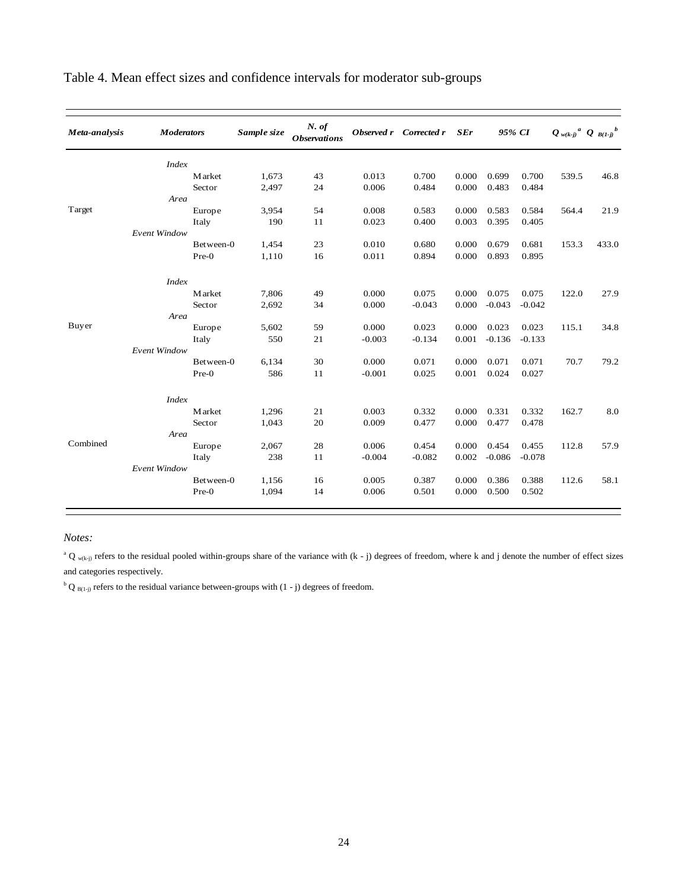Table 4. Mean effect sizes and confidence intervals for moderator sub-groups

| *Meta-analysis* | *Moderators* | | *Sample size* | *N. of Observations* | *Observed r* | *Corrected r* | *SEr* | *95% CI* | | $Q_{w(k-j)}$ [a] | $Q_{B(1-j)}$ [b] |
|---|---|---|---|---|---|---|---|---|---|---|---|
| | *Index* | | | | | | | | | | |
| | | Market | 1,673 | 43 | 0.013 | 0.700 | 0.000 | 0.699 | 0.700 | 539.5 | 46.8 |
| | | Sector | 2,497 | 24 | 0.006 | 0.484 | 0.000 | 0.483 | 0.484 | | |
| | *Area* | | | | | | | | | | |
| Target | | Europe | 3,954 | 54 | 0.008 | 0.583 | 0.000 | 0.583 | 0.584 | 564.4 | 21.9 |
| | | Italy | 190 | 11 | 0.023 | 0.400 | 0.003 | 0.395 | 0.405 | | |
| | *Event Window* | | | | | | | | | | |
| | | Between-0 | 1,454 | 23 | 0.010 | 0.680 | 0.000 | 0.679 | 0.681 | 153.3 | 433.0 |
| | | Pre-0 | 1,110 | 16 | 0.011 | 0.894 | 0.000 | 0.893 | 0.895 | | |
| | *Index* | | | | | | | | | | |
| | | Market | 7,806 | 49 | 0.000 | 0.075 | 0.000 | 0.075 | 0.075 | 122.0 | 27.9 |
| | | Sector | 2,692 | 34 | 0.000 | -0.043 | 0.000 | -0.043 | -0.042 | | |
| | *Area* | | | | | | | | | | |
| Buyer | | Europe | 5,602 | 59 | 0.000 | 0.023 | 0.000 | 0.023 | 0.023 | 115.1 | 34.8 |
| | | Italy | 550 | 21 | -0.003 | -0.134 | 0.001 | -0.136 | -0.133 | | |
| | *Event Window* | | | | | | | | | | |
| | | Between-0 | 6,134 | 30 | 0.000 | 0.071 | 0.000 | 0.071 | 0.071 | 70.7 | 79.2 |
| | | Pre-0 | 586 | 11 | -0.001 | 0.025 | 0.001 | 0.024 | 0.027 | | |
| | *Index* | | | | | | | | | | |
| | | Market | 1,296 | 21 | 0.003 | 0.332 | 0.000 | 0.331 | 0.332 | 162.7 | 8.0 |
| | | Sector | 1,043 | 20 | 0.009 | 0.477 | 0.000 | 0.477 | 0.478 | | |
| | *Area* | | | | | | | | | | |
| Combined | | Europe | 2,067 | 28 | 0.006 | 0.454 | 0.000 | 0.454 | 0.455 | 112.8 | 57.9 |
| | | Italy | 238 | 11 | -0.004 | -0.082 | 0.002 | -0.086 | -0.078 | | |
| | *Event Window* | | | | | | | | | | |
| | | Between-0 | 1,156 | 16 | 0.005 | 0.387 | 0.000 | 0.386 | 0.388 | 112.6 | 58.1 |
| | | Pre-0 | 1,094 | 14 | 0.006 | 0.501 | 0.000 | 0.500 | 0.502 | | |

*Notes:*

[a] $Q_{w(k-j)}$ refers to the residual pooled within-groups share of the variance with (k - j) degrees of freedom, where k and j denote the number of effect sizes and categories respectively.

[b] $Q_{B(1-j)}$ refers to the residual variance between-groups with (1 - j) degrees of freedom.